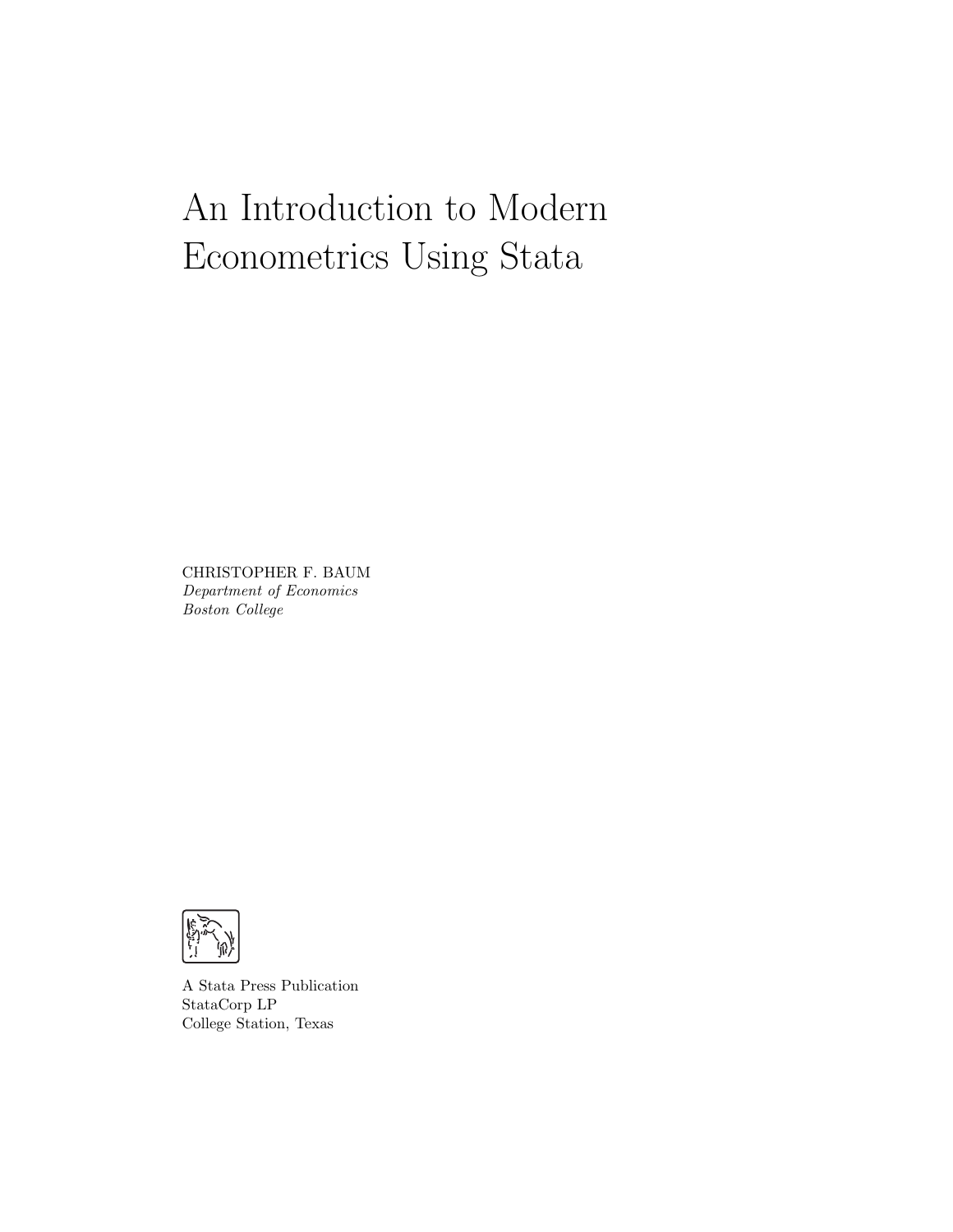# An Introduction to Modern Econometrics Using Stata

CHRISTOPHER F. BAUM
*Department of Economics*
*Boston College*

A Stata Press Publication
StataCorp LP
College Station, Texas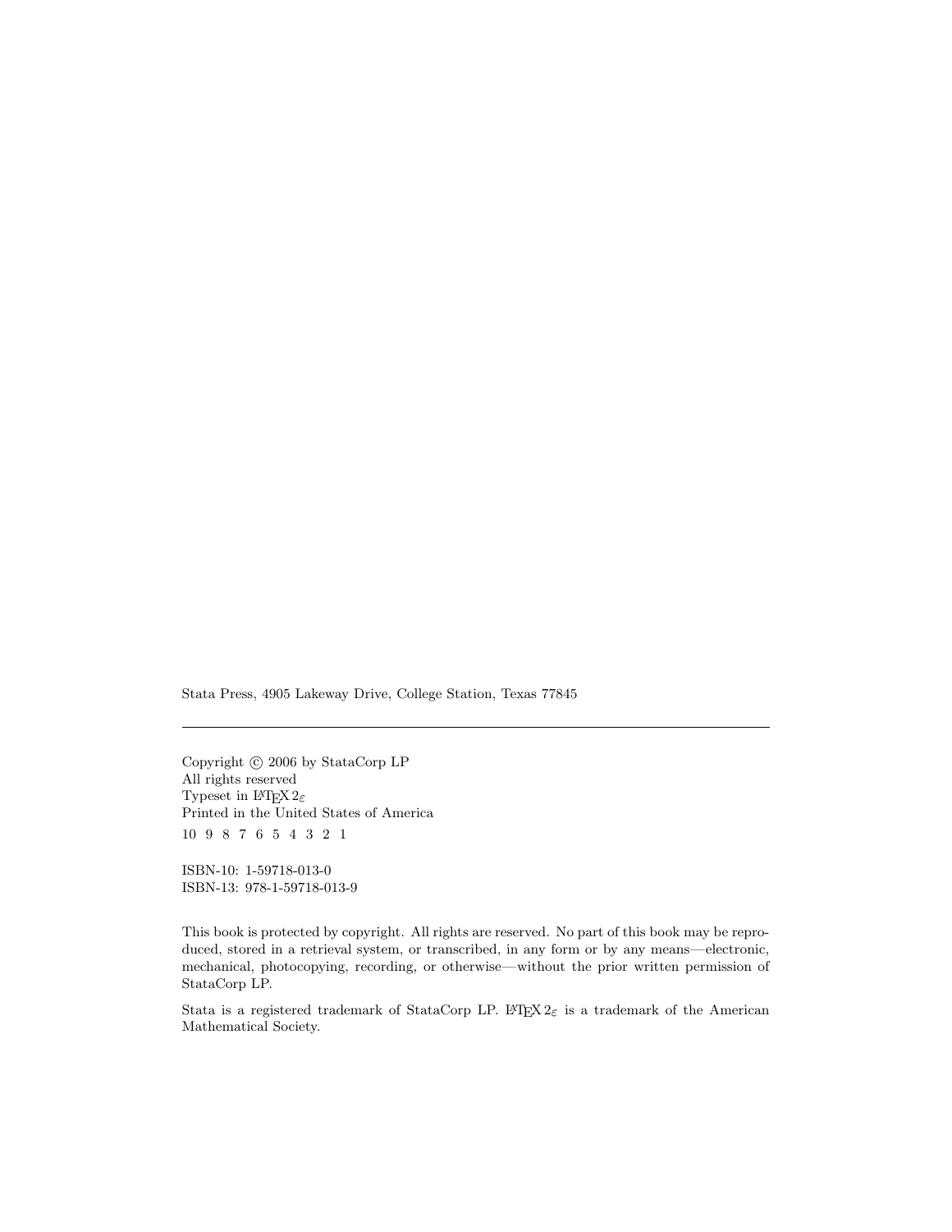Stata Press, 4905 Lakeway Drive, College Station, Texas 77845

---

Copyright © 2006 by StataCorp LP
All rights reserved
Typeset in $\LaTeX 2_\varepsilon$
Printed in the United States of America
10 9 8 7 6 5 4 3 2 1

ISBN-10: 1-59718-013-0
ISBN-13: 978-1-59718-013-9

This book is protected by copyright. All rights are reserved. No part of this book may be reproduced, stored in a retrieval system, or transcribed, in any form or by any means—electronic, mechanical, photocopying, recording, or otherwise—without the prior written permission of StataCorp LP.

Stata is a registered trademark of StataCorp LP. $\LaTeX 2_\varepsilon$ is a trademark of the American Mathematical Society.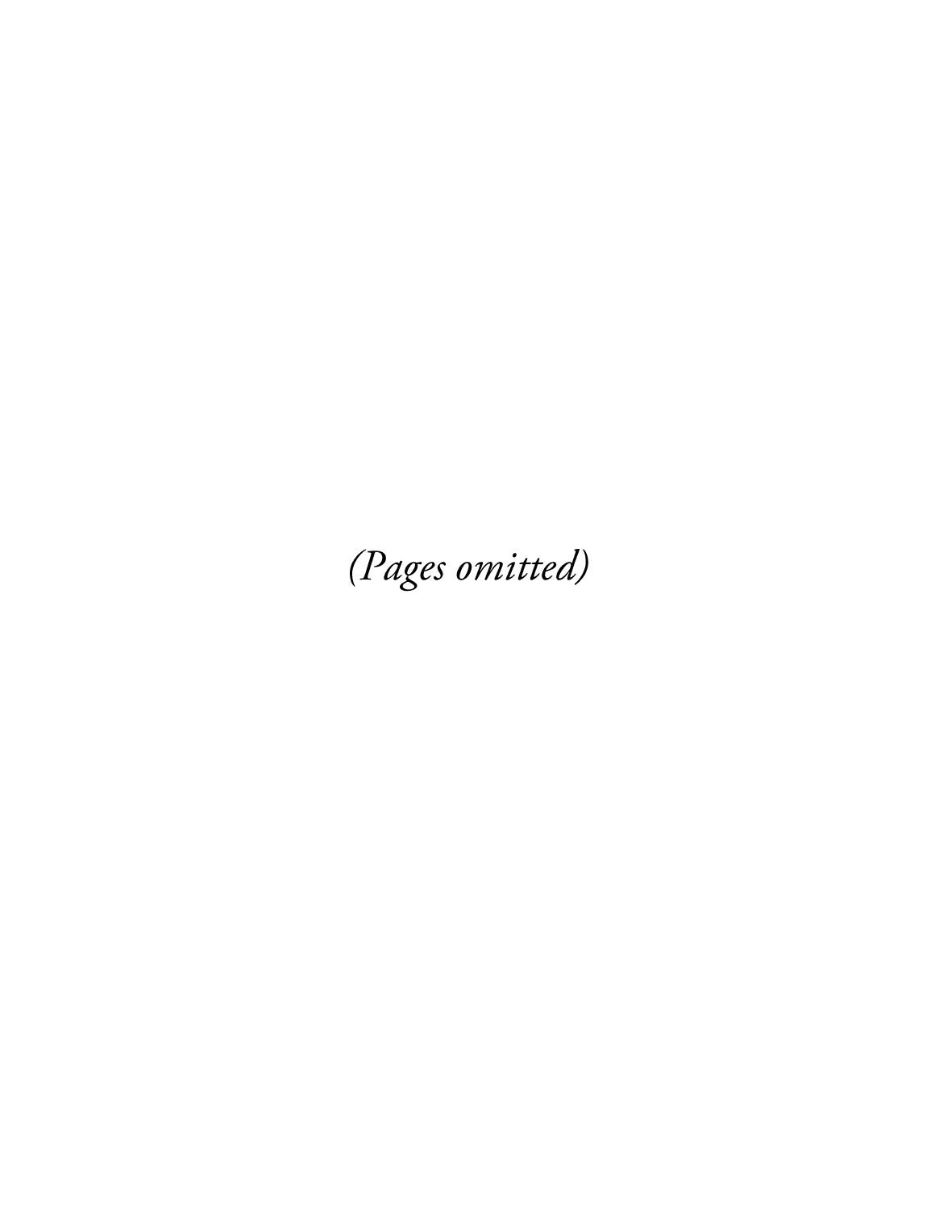*(Pages omitted)*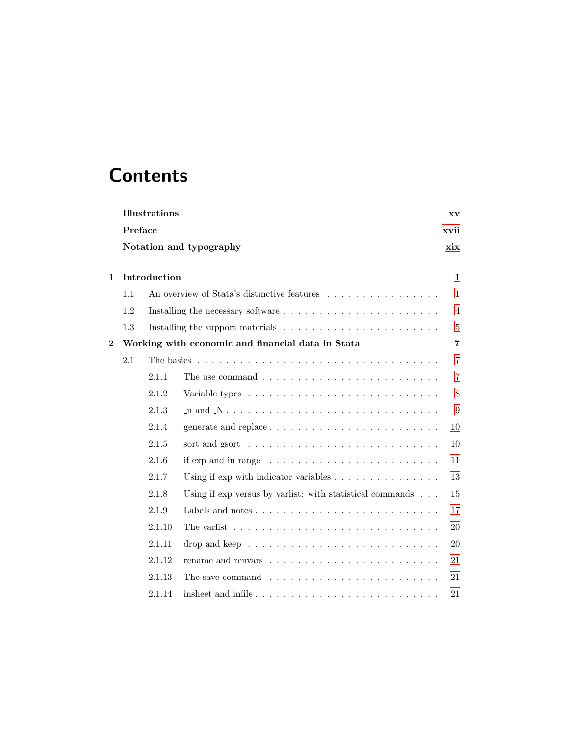# Contents

**Illustrations** xv

**Preface** xvii

**Notation and typography** xix

**1 Introduction** 1

- 1.1 An overview of Stata's distinctive features . . . . . . . . . . . . . . . . 1
- 1.2 Installing the necessary software . . . . . . . . . . . . . . . . . . . . . 4
- 1.3 Installing the support materials . . . . . . . . . . . . . . . . . . . . . 5

**2 Working with economic and financial data in Stata** 7

- 2.1 The basics . . . . . . . . . . . . . . . . . . . . . . . . . . . . . . . . 7
  - 2.1.1 The use command . . . . . . . . . . . . . . . . . . . . . . . 7
  - 2.1.2 Variable types . . . . . . . . . . . . . . . . . . . . . . . . . 8
  - 2.1.3 _n and _N . . . . . . . . . . . . . . . . . . . . . . . . . . . 9
  - 2.1.4 generate and replace . . . . . . . . . . . . . . . . . . . . . 10
  - 2.1.5 sort and gsort . . . . . . . . . . . . . . . . . . . . . . . . . 10
  - 2.1.6 if exp and in range . . . . . . . . . . . . . . . . . . . . . . 11
  - 2.1.7 Using if exp with indicator variables . . . . . . . . . . . . . . 13
  - 2.1.8 Using if exp versus by varlist: with statistical commands . . . 15
  - 2.1.9 Labels and notes . . . . . . . . . . . . . . . . . . . . . . . . 17
  - 2.1.10 The varlist . . . . . . . . . . . . . . . . . . . . . . . . . . . 20
  - 2.1.11 drop and keep . . . . . . . . . . . . . . . . . . . . . . . . . 20
  - 2.1.12 rename and renvars . . . . . . . . . . . . . . . . . . . . . . 21
  - 2.1.13 The save command . . . . . . . . . . . . . . . . . . . . . . . 21
  - 2.1.14 insheet and infile . . . . . . . . . . . . . . . . . . . . . . . 21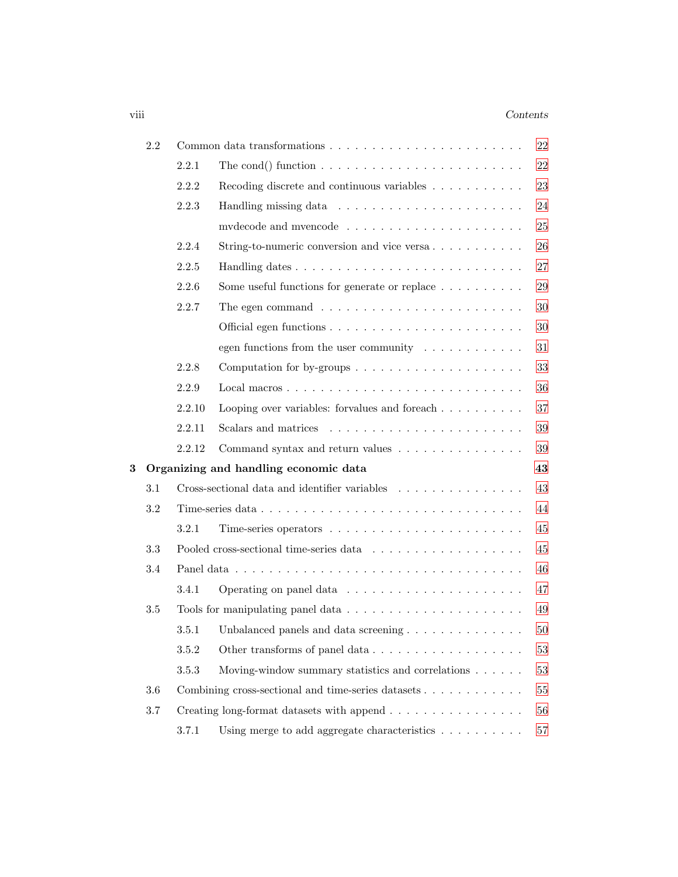- 2.2 Common data transformations . . . . . . . . . . . . . . . . . . . . . . . 22
  - 2.2.1 The cond() function . . . . . . . . . . . . . . . . . . . . . . . 22
  - 2.2.2 Recoding discrete and continuous variables . . . . . . . . . . . 23
  - 2.2.3 Handling missing data . . . . . . . . . . . . . . . . . . . . . 24
    - mvdecode and mvencode . . . . . . . . . . . . . . . . . . . . 25
  - 2.2.4 String-to-numeric conversion and vice versa . . . . . . . . . . . 26
  - 2.2.5 Handling dates . . . . . . . . . . . . . . . . . . . . . . . . . 27
  - 2.2.6 Some useful functions for generate or replace . . . . . . . . . . 29
  - 2.2.7 The egen command . . . . . . . . . . . . . . . . . . . . . . . 30
    - Official egen functions . . . . . . . . . . . . . . . . . . . . . 30
    - egen functions from the user community . . . . . . . . . . . . 31
  - 2.2.8 Computation for by-groups . . . . . . . . . . . . . . . . . . . 33
  - 2.2.9 Local macros . . . . . . . . . . . . . . . . . . . . . . . . . . 36
  - 2.2.10 Looping over variables: forvalues and foreach . . . . . . . . . . 37
  - 2.2.11 Scalars and matrices . . . . . . . . . . . . . . . . . . . . . . 39
  - 2.2.12 Command syntax and return values . . . . . . . . . . . . . . . 39

**3 Organizing and handling economic data** **43**

- 3.1 Cross-sectional data and identifier variables . . . . . . . . . . . . . . . 43
- 3.2 Time-series data . . . . . . . . . . . . . . . . . . . . . . . . . . . . . 44
  - 3.2.1 Time-series operators . . . . . . . . . . . . . . . . . . . . . . 45
- 3.3 Pooled cross-sectional time-series data . . . . . . . . . . . . . . . . . 45
- 3.4 Panel data . . . . . . . . . . . . . . . . . . . . . . . . . . . . . . . . 46
  - 3.4.1 Operating on panel data . . . . . . . . . . . . . . . . . . . . . 47
- 3.5 Tools for manipulating panel data . . . . . . . . . . . . . . . . . . . . 49
  - 3.5.1 Unbalanced panels and data screening . . . . . . . . . . . . . . 50
  - 3.5.2 Other transforms of panel data . . . . . . . . . . . . . . . . . . 53
  - 3.5.3 Moving-window summary statistics and correlations . . . . . . 53
- 3.6 Combining cross-sectional and time-series datasets . . . . . . . . . . . . 55
- 3.7 Creating long-format datasets with append . . . . . . . . . . . . . . . . 56
  - 3.7.1 Using merge to add aggregate characteristics . . . . . . . . . . 57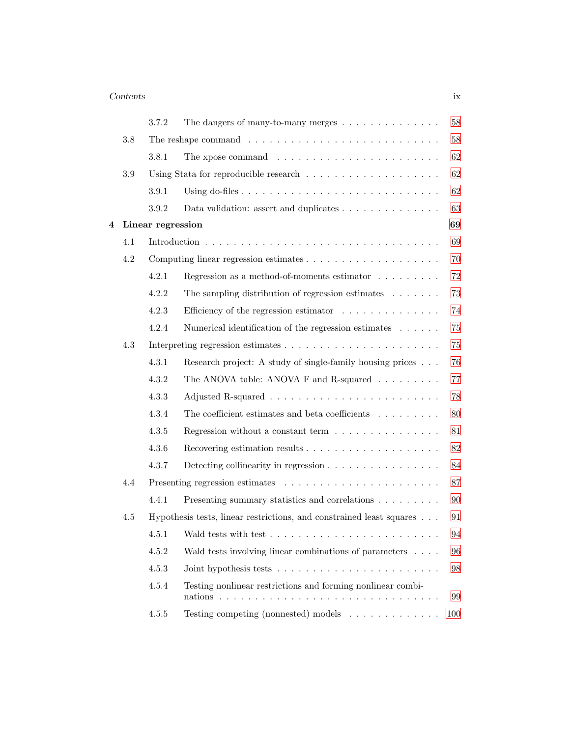3.7.2 The dangers of many-to-many merges . . . . . . . . . . . . . . 58

3.8 The reshape command . . . . . . . . . . . . . . . . . . . . . . . . . . 58

3.8.1 The xpose command . . . . . . . . . . . . . . . . . . . . . 62

3.9 Using Stata for reproducible research . . . . . . . . . . . . . . . . . 62

3.9.1 Using do-files . . . . . . . . . . . . . . . . . . . . . . . . . 62

3.9.2 Data validation: assert and duplicates . . . . . . . . . . . . . 63

**4 Linear regression** **69**

4.1 Introduction . . . . . . . . . . . . . . . . . . . . . . . . . . . . . . 69

4.2 Computing linear regression estimates . . . . . . . . . . . . . . . . . 70

4.2.1 Regression as a method-of-moments estimator . . . . . . . . . 72

4.2.2 The sampling distribution of regression estimates . . . . . . . 73

4.2.3 Efficiency of the regression estimator . . . . . . . . . . . . . . 74

4.2.4 Numerical identification of the regression estimates . . . . . . 75

4.3 Interpreting regression estimates . . . . . . . . . . . . . . . . . . . . 75

4.3.1 Research project: A study of single-family housing prices . . . 76

4.3.2 The ANOVA table: ANOVA F and R-squared . . . . . . . . . 77

4.3.3 Adjusted R-squared . . . . . . . . . . . . . . . . . . . . . . . 78

4.3.4 The coefficient estimates and beta coefficients . . . . . . . . . 80

4.3.5 Regression without a constant term . . . . . . . . . . . . . . . 81

4.3.6 Recovering estimation results . . . . . . . . . . . . . . . . . . 82

4.3.7 Detecting collinearity in regression . . . . . . . . . . . . . . . 84

4.4 Presenting regression estimates . . . . . . . . . . . . . . . . . . . . . 87

4.4.1 Presenting summary statistics and correlations . . . . . . . . . 90

4.5 Hypothesis tests, linear restrictions, and constrained least squares . . . 91

4.5.1 Wald tests with test . . . . . . . . . . . . . . . . . . . . . . . 94

4.5.2 Wald tests involving linear combinations of parameters . . . . 96

4.5.3 Joint hypothesis tests . . . . . . . . . . . . . . . . . . . . . . 98

4.5.4 Testing nonlinear restrictions and forming nonlinear combinations . . . . . . . . . . . . . . . . . . . . . . . . . . . . . . 99

4.5.5 Testing competing (nonnested) models . . . . . . . . . . . . . 100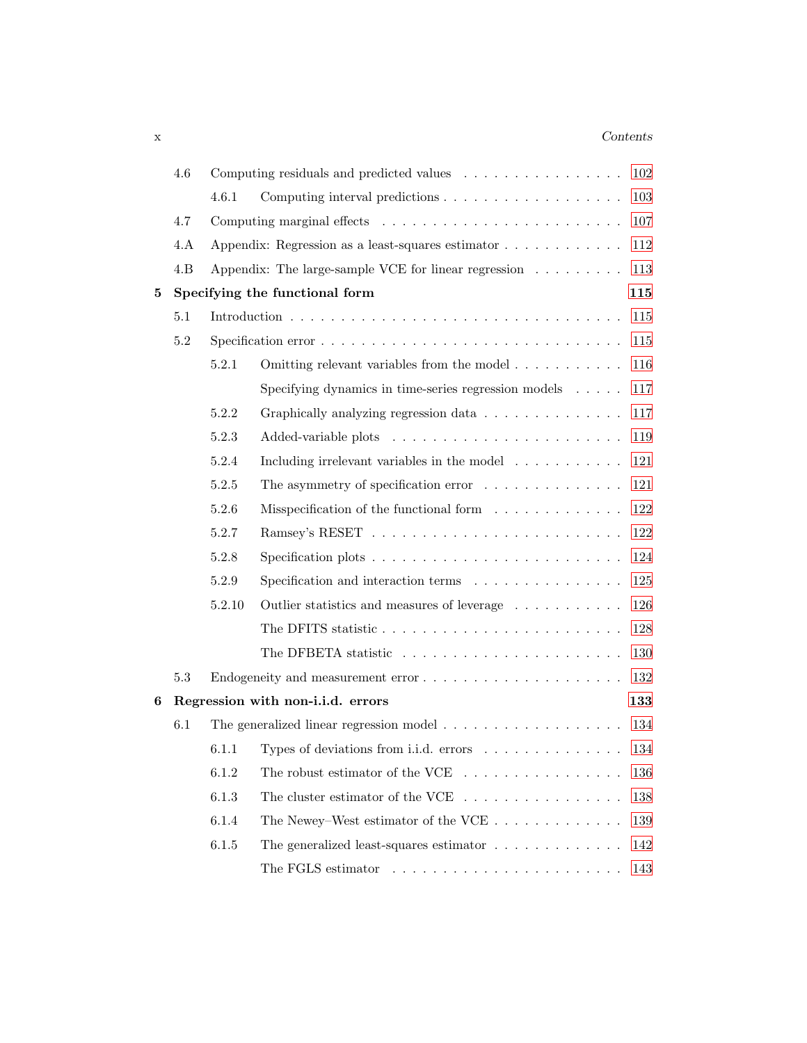| | | | |
|---|---|---|---|
| 4.6 | Computing residuals and predicted values | | 102 |
| | 4.6.1 | Computing interval predictions | 103 |
| 4.7 | Computing marginal effects | | 107 |
| 4.A | Appendix: Regression as a least-squares estimator | | 112 |
| 4.B | Appendix: The large-sample VCE for linear regression | | 113 |

**5 Specifying the functional form** **115**

| | | | |
|---|---|---|---|
| 5.1 | Introduction | | 115 |
| 5.2 | Specification error | | 115 |
| | 5.2.1 | Omitting relevant variables from the model | 116 |
| | | Specifying dynamics in time-series regression models | 117 |
| | 5.2.2 | Graphically analyzing regression data | 117 |
| | 5.2.3 | Added-variable plots | 119 |
| | 5.2.4 | Including irrelevant variables in the model | 121 |
| | 5.2.5 | The asymmetry of specification error | 121 |
| | 5.2.6 | Misspecification of the functional form | 122 |
| | 5.2.7 | Ramsey's RESET | 122 |
| | 5.2.8 | Specification plots | 124 |
| | 5.2.9 | Specification and interaction terms | 125 |
| | 5.2.10 | Outlier statistics and measures of leverage | 126 |
| | | The DFITS statistic | 128 |
| | | The DFBETA statistic | 130 |
| 5.3 | Endogeneity and measurement error | | 132 |

**6 Regression with non-i.i.d. errors** **133**

| | | | |
|---|---|---|---|
| 6.1 | The generalized linear regression model | | 134 |
| | 6.1.1 | Types of deviations from i.i.d. errors | 134 |
| | 6.1.2 | The robust estimator of the VCE | 136 |
| | 6.1.3 | The cluster estimator of the VCE | 138 |
| | 6.1.4 | The Newey–West estimator of the VCE | 139 |
| | 6.1.5 | The generalized least-squares estimator | 142 |
| | | The FGLS estimator | 143 |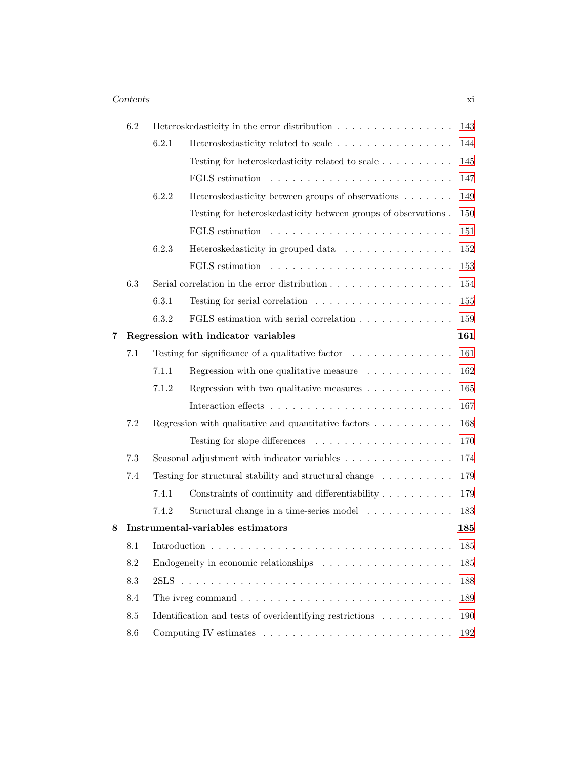- 6.2 Heteroskedasticity in the error distribution . . . . . . . . . . . . . . . . 143
  - 6.2.1 Heteroskedasticity related to scale . . . . . . . . . . . . . . . . 144
    - Testing for heteroskedasticity related to scale . . . . . . . . . . 145
    - FGLS estimation . . . . . . . . . . . . . . . . . . . . . . . . 147
  - 6.2.2 Heteroskedasticity between groups of observations . . . . . . . 149
    - Testing for heteroskedasticity between groups of observations . 150
    - FGLS estimation . . . . . . . . . . . . . . . . . . . . . . . . 151
  - 6.2.3 Heteroskedasticity in grouped data . . . . . . . . . . . . . . . 152
    - FGLS estimation . . . . . . . . . . . . . . . . . . . . . . . . 153
- 6.3 Serial correlation in the error distribution . . . . . . . . . . . . . . . . 154
  - 6.3.1 Testing for serial correlation . . . . . . . . . . . . . . . . . . . 155
  - 6.3.2 FGLS estimation with serial correlation . . . . . . . . . . . . . 159

**7 Regression with indicator variables** **161**

- 7.1 Testing for significance of a qualitative factor . . . . . . . . . . . . . . 161
  - 7.1.1 Regression with one qualitative measure . . . . . . . . . . . . 162
  - 7.1.2 Regression with two qualitative measures . . . . . . . . . . . . 165
    - Interaction effects . . . . . . . . . . . . . . . . . . . . . . . . 167
- 7.2 Regression with qualitative and quantitative factors . . . . . . . . . . . 168
    - Testing for slope differences . . . . . . . . . . . . . . . . . . . 170
- 7.3 Seasonal adjustment with indicator variables . . . . . . . . . . . . . . . 174
- 7.4 Testing for structural stability and structural change . . . . . . . . . . 179
  - 7.4.1 Constraints of continuity and differentiability . . . . . . . . . . 179
  - 7.4.2 Structural change in a time-series model . . . . . . . . . . . . 183

**8 Instrumental-variables estimators** **185**

- 8.1 Introduction . . . . . . . . . . . . . . . . . . . . . . . . . . . . . . . . 185
- 8.2 Endogeneity in economic relationships . . . . . . . . . . . . . . . . . . 185
- 8.3 2SLS . . . . . . . . . . . . . . . . . . . . . . . . . . . . . . . . . . . . 188
- 8.4 The ivreg command . . . . . . . . . . . . . . . . . . . . . . . . . . . . 189
- 8.5 Identification and tests of overidentifying restrictions . . . . . . . . . . 190
- 8.6 Computing IV estimates . . . . . . . . . . . . . . . . . . . . . . . . . . 192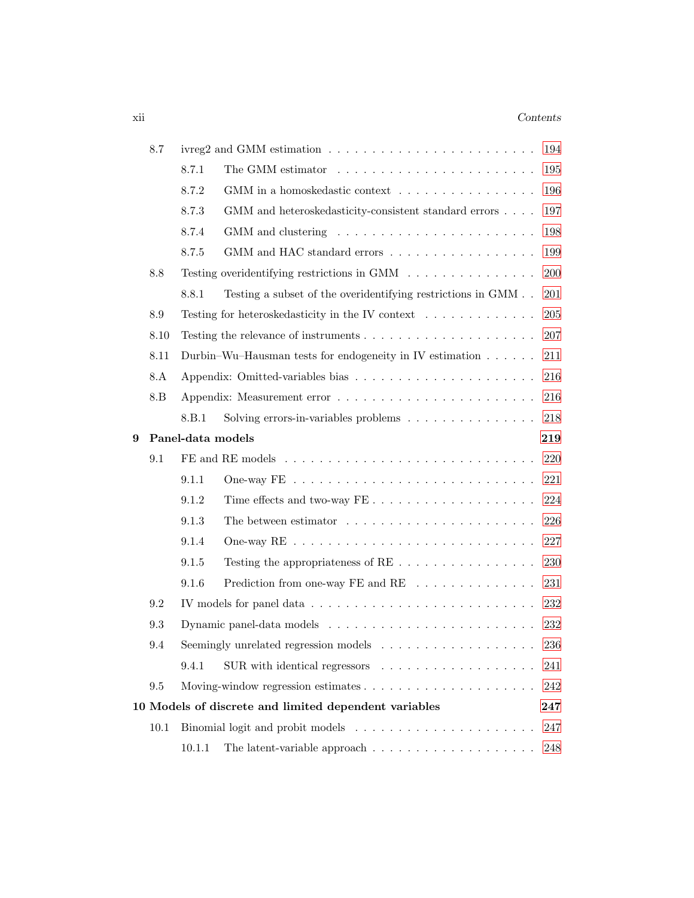- 8.7 ivreg2 and GMM estimation . . . . . . . . . . . . . . . . . . . . . . . 194
  - 8.7.1 The GMM estimator . . . . . . . . . . . . . . . . . . . . . . 195
  - 8.7.2 GMM in a homoskedastic context . . . . . . . . . . . . . . . . 196
  - 8.7.3 GMM and heteroskedasticity-consistent standard errors . . . . 197
  - 8.7.4 GMM and clustering . . . . . . . . . . . . . . . . . . . . . . 198
  - 8.7.5 GMM and HAC standard errors . . . . . . . . . . . . . . . . . 199
- 8.8 Testing overidentifying restrictions in GMM . . . . . . . . . . . . . . . 200
  - 8.8.1 Testing a subset of the overidentifying restrictions in GMM . . 201
- 8.9 Testing for heteroskedasticity in the IV context . . . . . . . . . . . . . 205
- 8.10 Testing the relevance of instruments . . . . . . . . . . . . . . . . . . . 207
- 8.11 Durbin–Wu–Hausman tests for endogeneity in IV estimation . . . . . . 211
- 8.A Appendix: Omitted-variables bias . . . . . . . . . . . . . . . . . . . . 216
- 8.B Appendix: Measurement error . . . . . . . . . . . . . . . . . . . . . . 216
  - 8.B.1 Solving errors-in-variables problems . . . . . . . . . . . . . . . 218

**9 Panel-data models** **219**

- 9.1 FE and RE models . . . . . . . . . . . . . . . . . . . . . . . . . . . . 220
  - 9.1.1 One-way FE . . . . . . . . . . . . . . . . . . . . . . . . . . . 221
  - 9.1.2 Time effects and two-way FE . . . . . . . . . . . . . . . . . . . 224
  - 9.1.3 The between estimator . . . . . . . . . . . . . . . . . . . . . . 226
  - 9.1.4 One-way RE . . . . . . . . . . . . . . . . . . . . . . . . . . . 227
  - 9.1.5 Testing the appropriateness of RE . . . . . . . . . . . . . . . . 230
  - 9.1.6 Prediction from one-way FE and RE . . . . . . . . . . . . . . 231
- 9.2 IV models for panel data . . . . . . . . . . . . . . . . . . . . . . . . . 232
- 9.3 Dynamic panel-data models . . . . . . . . . . . . . . . . . . . . . . . 232
- 9.4 Seemingly unrelated regression models . . . . . . . . . . . . . . . . . 236
  - 9.4.1 SUR with identical regressors . . . . . . . . . . . . . . . . . . 241
- 9.5 Moving-window regression estimates . . . . . . . . . . . . . . . . . . . 242

**10 Models of discrete and limited dependent variables** **247**

- 10.1 Binomial logit and probit models . . . . . . . . . . . . . . . . . . . . 247
  - 10.1.1 The latent-variable approach . . . . . . . . . . . . . . . . . . . 248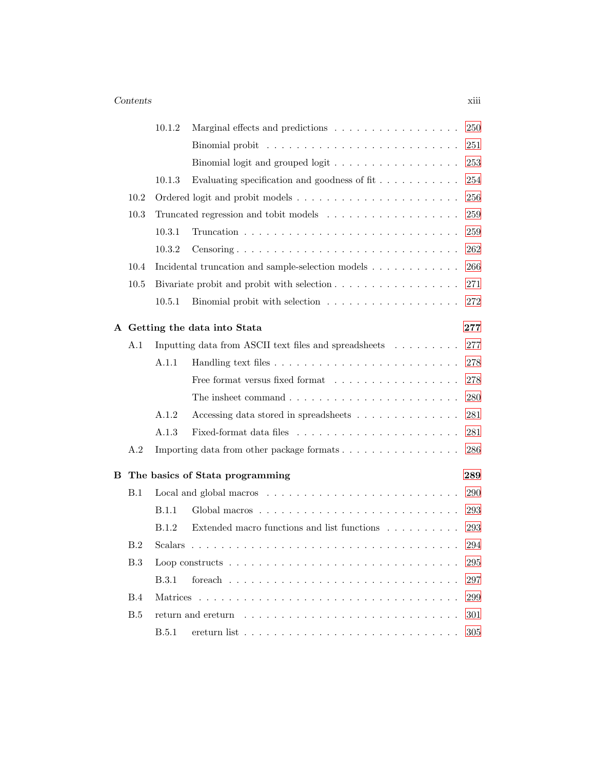10.1.2 Marginal effects and predictions . . . . . . . . . . . . . . . . . 250

Binomial probit . . . . . . . . . . . . . . . . . . . . . . . . . 251

Binomial logit and grouped logit . . . . . . . . . . . . . . . . . 253

10.1.3 Evaluating specification and goodness of fit . . . . . . . . . . . 254

10.2 Ordered logit and probit models . . . . . . . . . . . . . . . . . . . . . 256

10.3 Truncated regression and tobit models . . . . . . . . . . . . . . . . . 259

10.3.1 Truncation . . . . . . . . . . . . . . . . . . . . . . . . . . . . 259

10.3.2 Censoring . . . . . . . . . . . . . . . . . . . . . . . . . . . . 262

10.4 Incidental truncation and sample-selection models . . . . . . . . . . . 266

10.5 Bivariate probit and probit with selection . . . . . . . . . . . . . . . . 271

10.5.1 Binomial probit with selection . . . . . . . . . . . . . . . . . . 272

**A Getting the data into Stata** **277**

A.1 Inputting data from ASCII text files and spreadsheets . . . . . . . . . 277

A.1.1 Handling text files . . . . . . . . . . . . . . . . . . . . . . . . 278

Free format versus fixed format . . . . . . . . . . . . . . . . . 278

The insheet command . . . . . . . . . . . . . . . . . . . . . . 280

A.1.2 Accessing data stored in spreadsheets . . . . . . . . . . . . . . 281

A.1.3 Fixed-format data files . . . . . . . . . . . . . . . . . . . . . 281

A.2 Importing data from other package formats . . . . . . . . . . . . . . . 286

**B The basics of Stata programming** **289**

B.1 Local and global macros . . . . . . . . . . . . . . . . . . . . . . . . . 290

B.1.1 Global macros . . . . . . . . . . . . . . . . . . . . . . . . . . 293

B.1.2 Extended macro functions and list functions . . . . . . . . . . 293

B.2 Scalars . . . . . . . . . . . . . . . . . . . . . . . . . . . . . . . . . . 294

B.3 Loop constructs . . . . . . . . . . . . . . . . . . . . . . . . . . . . . 295

B.3.1 foreach . . . . . . . . . . . . . . . . . . . . . . . . . . . . . . 297

B.4 Matrices . . . . . . . . . . . . . . . . . . . . . . . . . . . . . . . . . 299

B.5 return and ereturn . . . . . . . . . . . . . . . . . . . . . . . . . . . . 301

B.5.1 ereturn list . . . . . . . . . . . . . . . . . . . . . . . . . . . . 305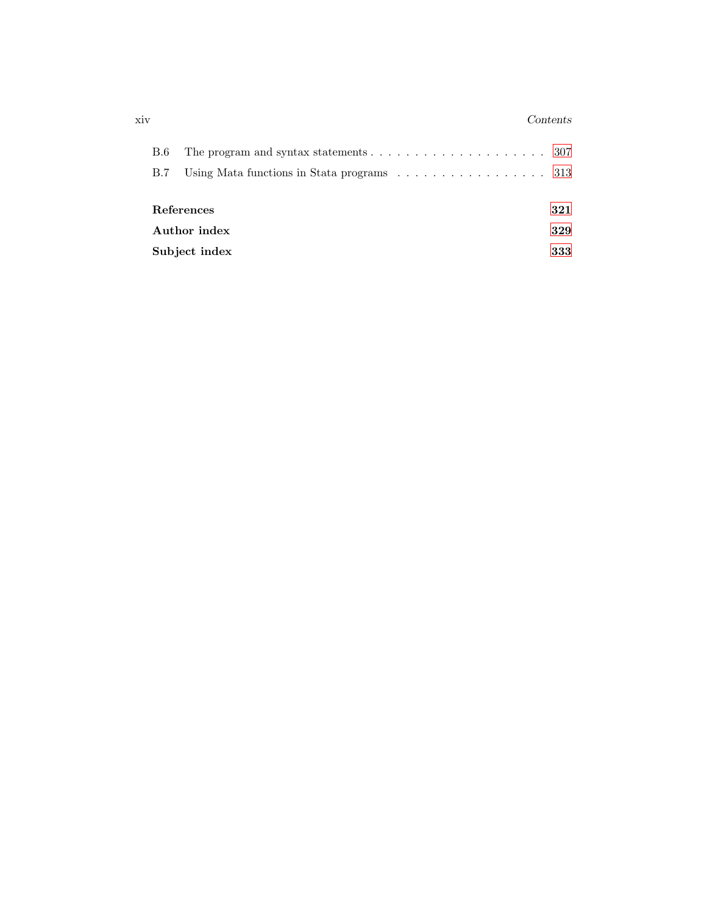B.6 The program and syntax statements . . . . . . . . . . . . . . . . . . . . 307

B.7 Using Mata functions in Stata programs . . . . . . . . . . . . . . . . . 313

**References** **321**

**Author index** **329**

**Subject index** **333**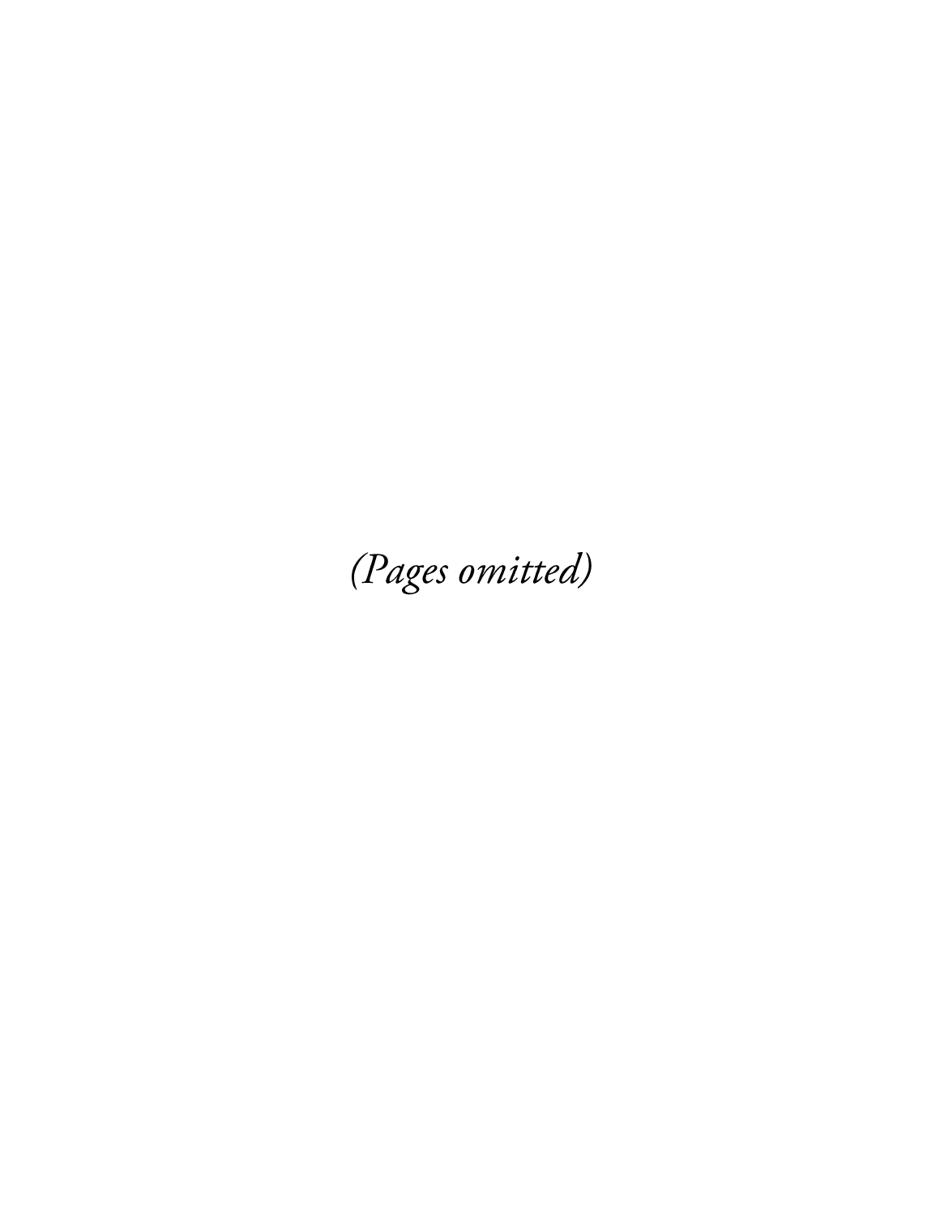*(Pages omitted)*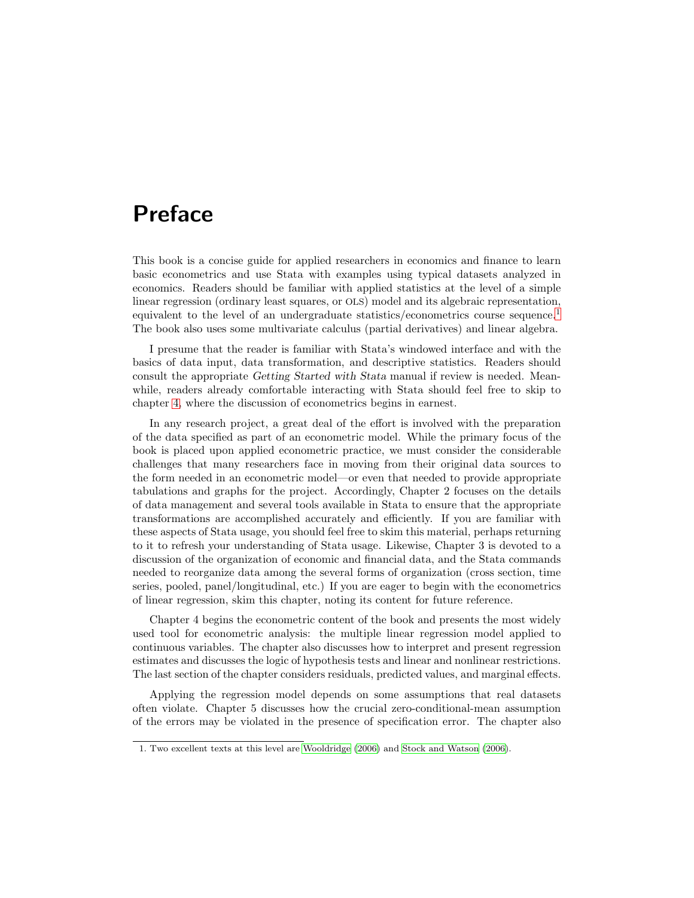# Preface

This book is a concise guide for applied researchers in economics and finance to learn basic econometrics and use Stata with examples using typical datasets analyzed in economics. Readers should be familiar with applied statistics at the level of a simple linear regression (ordinary least squares, or OLS) model and its algebraic representation, equivalent to the level of an undergraduate statistics/econometrics course sequence.[1] The book also uses some multivariate calculus (partial derivatives) and linear algebra.

I presume that the reader is familiar with Stata's windowed interface and with the basics of data input, data transformation, and descriptive statistics. Readers should consult the appropriate *Getting Started with Stata* manual if review is needed. Meanwhile, readers already comfortable interacting with Stata should feel free to skip to chapter 4, where the discussion of econometrics begins in earnest.

In any research project, a great deal of the effort is involved with the preparation of the data specified as part of an econometric model. While the primary focus of the book is placed upon applied econometric practice, we must consider the considerable challenges that many researchers face in moving from their original data sources to the form needed in an econometric model—or even that needed to provide appropriate tabulations and graphs for the project. Accordingly, Chapter 2 focuses on the details of data management and several tools available in Stata to ensure that the appropriate transformations are accomplished accurately and efficiently. If you are familiar with these aspects of Stata usage, you should feel free to skim this material, perhaps returning to it to refresh your understanding of Stata usage. Likewise, Chapter 3 is devoted to a discussion of the organization of economic and financial data, and the Stata commands needed to reorganize data among the several forms of organization (cross section, time series, pooled, panel/longitudinal, etc.) If you are eager to begin with the econometrics of linear regression, skim this chapter, noting its content for future reference.

Chapter 4 begins the econometric content of the book and presents the most widely used tool for econometric analysis: the multiple linear regression model applied to continuous variables. The chapter also discusses how to interpret and present regression estimates and discusses the logic of hypothesis tests and linear and nonlinear restrictions. The last section of the chapter considers residuals, predicted values, and marginal effects.

Applying the regression model depends on some assumptions that real datasets often violate. Chapter 5 discusses how the crucial zero-conditional-mean assumption of the errors may be violated in the presence of specification error. The chapter also

1. Two excellent texts at this level are Wooldridge (2006) and Stock and Watson (2006).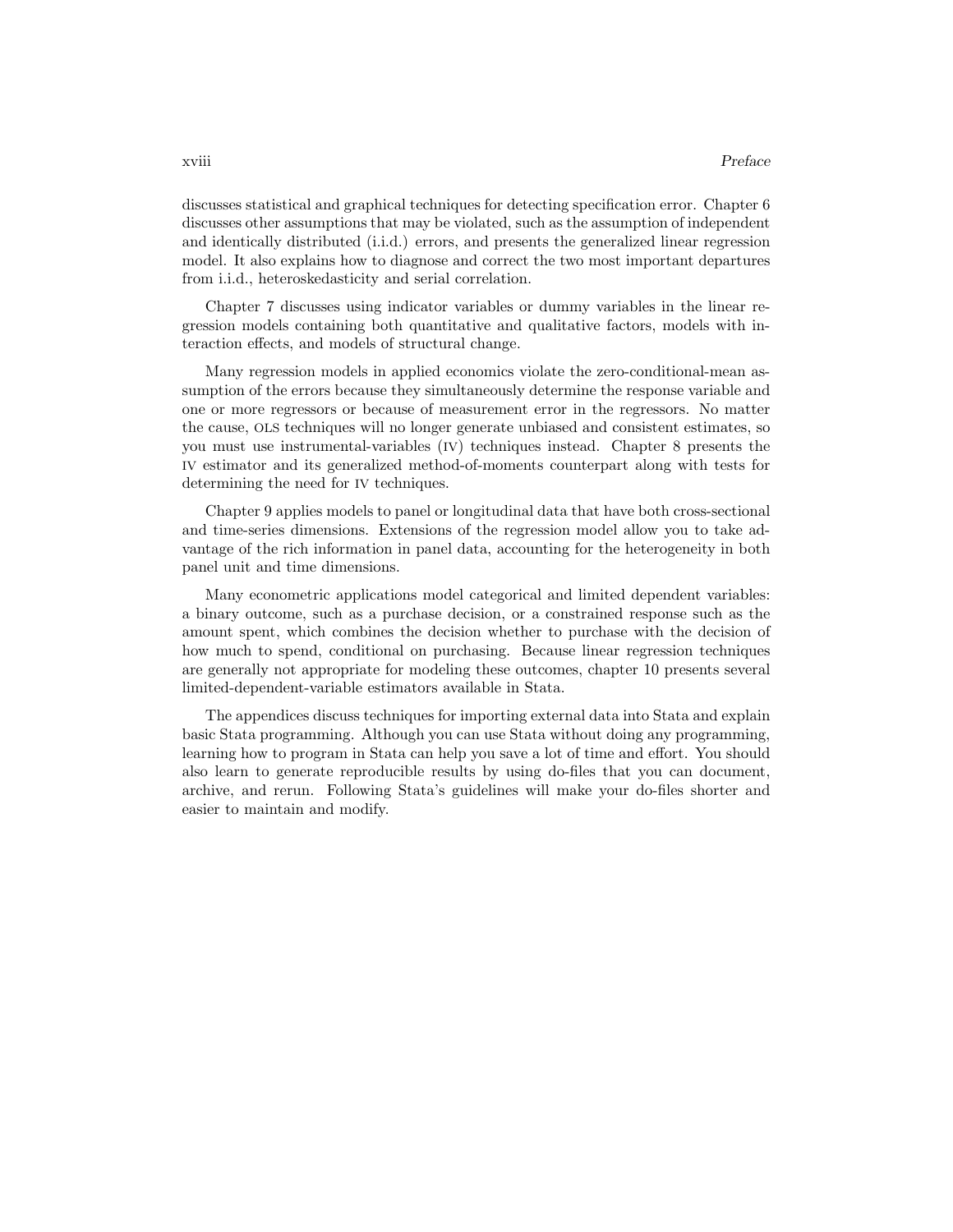discusses statistical and graphical techniques for detecting specification error. Chapter 6 discusses other assumptions that may be violated, such as the assumption of independent and identically distributed (i.i.d.) errors, and presents the generalized linear regression model. It also explains how to diagnose and correct the two most important departures from i.i.d., heteroskedasticity and serial correlation.

Chapter 7 discusses using indicator variables or dummy variables in the linear regression models containing both quantitative and qualitative factors, models with interaction effects, and models of structural change.

Many regression models in applied economics violate the zero-conditional-mean assumption of the errors because they simultaneously determine the response variable and one or more regressors or because of measurement error in the regressors. No matter the cause, OLS techniques will no longer generate unbiased and consistent estimates, so you must use instrumental-variables (IV) techniques instead. Chapter 8 presents the IV estimator and its generalized method-of-moments counterpart along with tests for determining the need for IV techniques.

Chapter 9 applies models to panel or longitudinal data that have both cross-sectional and time-series dimensions. Extensions of the regression model allow you to take advantage of the rich information in panel data, accounting for the heterogeneity in both panel unit and time dimensions.

Many econometric applications model categorical and limited dependent variables: a binary outcome, such as a purchase decision, or a constrained response such as the amount spent, which combines the decision whether to purchase with the decision of how much to spend, conditional on purchasing. Because linear regression techniques are generally not appropriate for modeling these outcomes, chapter 10 presents several limited-dependent-variable estimators available in Stata.

The appendices discuss techniques for importing external data into Stata and explain basic Stata programming. Although you can use Stata without doing any programming, learning how to program in Stata can help you save a lot of time and effort. You should also learn to generate reproducible results by using do-files that you can document, archive, and rerun. Following Stata's guidelines will make your do-files shorter and easier to maintain and modify.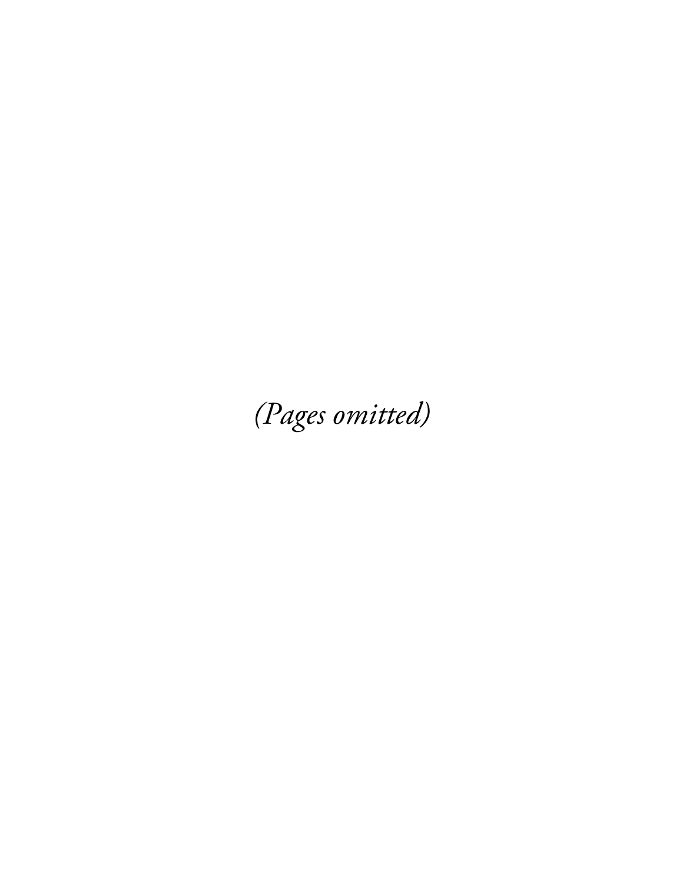*(Pages omitted)*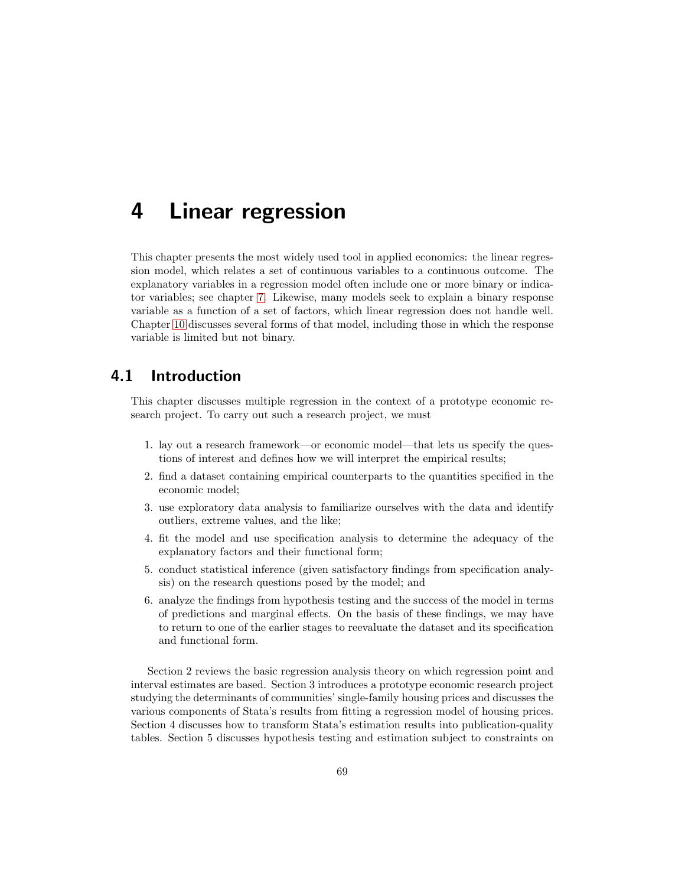# 4 Linear regression

This chapter presents the most widely used tool in applied economics: the linear regression model, which relates a set of continuous variables to a continuous outcome. The explanatory variables in a regression model often include one or more binary or indicator variables; see chapter 7. Likewise, many models seek to explain a binary response variable as a function of a set of factors, which linear regression does not handle well. Chapter 10 discusses several forms of that model, including those in which the response variable is limited but not binary.

## 4.1 Introduction

This chapter discusses multiple regression in the context of a prototype economic research project. To carry out such a research project, we must

1. lay out a research framework—or economic model—that lets us specify the questions of interest and defines how we will interpret the empirical results;
2. find a dataset containing empirical counterparts to the quantities specified in the economic model;
3. use exploratory data analysis to familiarize ourselves with the data and identify outliers, extreme values, and the like;
4. fit the model and use specification analysis to determine the adequacy of the explanatory factors and their functional form;
5. conduct statistical inference (given satisfactory findings from specification analysis) on the research questions posed by the model; and
6. analyze the findings from hypothesis testing and the success of the model in terms of predictions and marginal effects. On the basis of these findings, we may have to return to one of the earlier stages to reevaluate the dataset and its specification and functional form.

Section 2 reviews the basic regression analysis theory on which regression point and interval estimates are based. Section 3 introduces a prototype economic research project studying the determinants of communities' single-family housing prices and discusses the various components of Stata's results from fitting a regression model of housing prices. Section 4 discusses how to transform Stata's estimation results into publication-quality tables. Section 5 discusses hypothesis testing and estimation subject to constraints on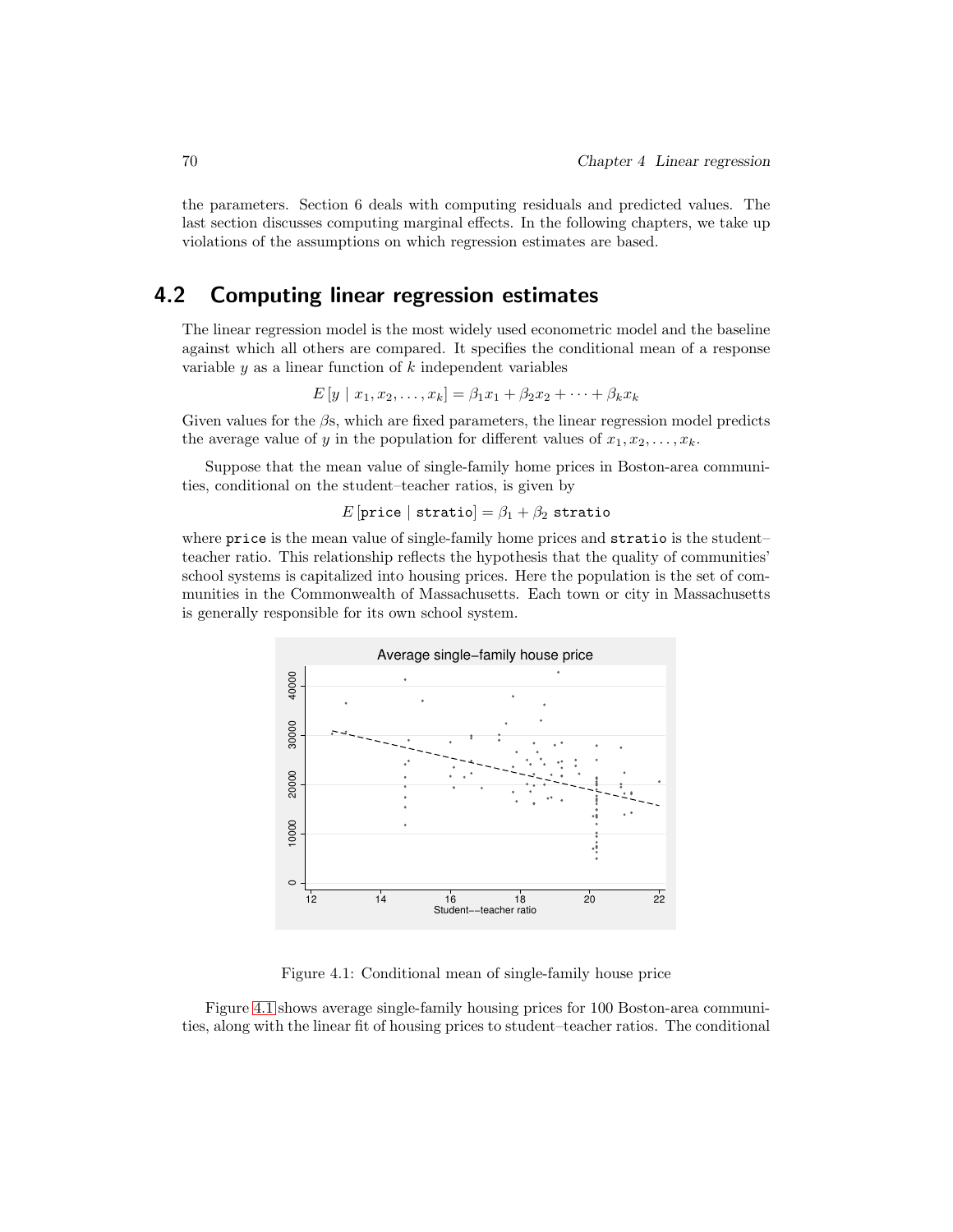the parameters. Section 6 deals with computing residuals and predicted values. The last section discusses computing marginal effects. In the following chapters, we take up violations of the assumptions on which regression estimates are based.

## 4.2 Computing linear regression estimates

The linear regression model is the most widely used econometric model and the baseline against which all others are compared. It specifies the conditional mean of a response variable $y$ as a linear function of $k$ independent variables

$$E\left[y \mid x_1, x_2, \ldots, x_k\right] = \beta_1 x_1 + \beta_2 x_2 + \cdots + \beta_k x_k$$

Given values for the $\beta$s, which are fixed parameters, the linear regression model predicts the average value of $y$ in the population for different values of $x_1, x_2, \ldots, x_k$.

Suppose that the mean value of single-family home prices in Boston-area communities, conditional on the student–teacher ratios, is given by

$$E\left[\texttt{price} \mid \texttt{stratio}\right] = \beta_1 + \beta_2 \ \texttt{stratio}$$

where `price` is the mean value of single-family home prices and `stratio` is the student–teacher ratio. This relationship reflects the hypothesis that the quality of communities' school systems is capitalized into housing prices. Here the population is the set of communities in the Commonwealth of Massachusetts. Each town or city in Massachusetts is generally responsible for its own school system.

Figure 4.1: Conditional mean of single-family house price

Figure 4.1 shows average single-family housing prices for 100 Boston-area communities, along with the linear fit of housing prices to student–teacher ratios. The conditional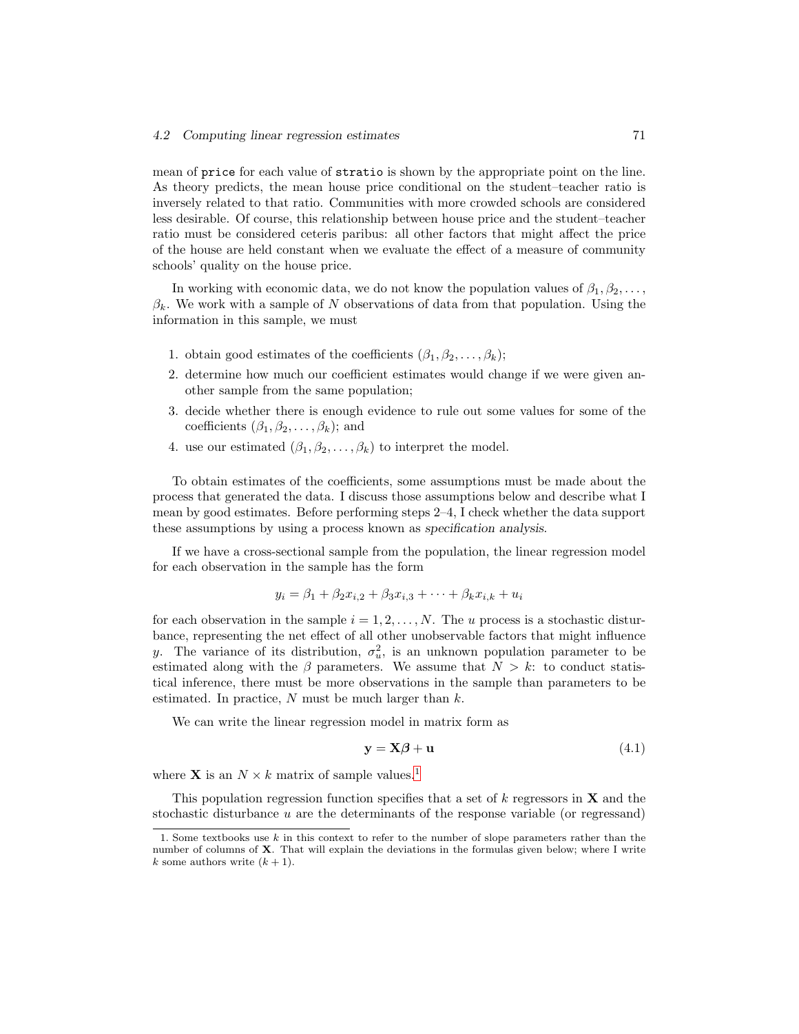mean of `price` for each value of `stratio` is shown by the appropriate point on the line. As theory predicts, the mean house price conditional on the student–teacher ratio is inversely related to that ratio. Communities with more crowded schools are considered less desirable. Of course, this relationship between house price and the student–teacher ratio must be considered ceteris paribus: all other factors that might affect the price of the house are held constant when we evaluate the effect of a measure of community schools' quality on the house price.

In working with economic data, we do not know the population values of $\beta_1, \beta_2, \ldots, \beta_k$. We work with a sample of $N$ observations of data from that population. Using the information in this sample, we must

1. obtain good estimates of the coefficients $(\beta_1, \beta_2, \ldots, \beta_k)$;
2. determine how much our coefficient estimates would change if we were given another sample from the same population;
3. decide whether there is enough evidence to rule out some values for some of the coefficients $(\beta_1, \beta_2, \ldots, \beta_k)$; and
4. use our estimated $(\beta_1, \beta_2, \ldots, \beta_k)$ to interpret the model.

To obtain estimates of the coefficients, some assumptions must be made about the process that generated the data. I discuss those assumptions below and describe what I mean by good estimates. Before performing steps 2–4, I check whether the data support these assumptions by using a process known as *specification analysis*.

If we have a cross-sectional sample from the population, the linear regression model for each observation in the sample has the form

$$y_i = \beta_1 + \beta_2 x_{i,2} + \beta_3 x_{i,3} + \cdots + \beta_k x_{i,k} + u_i$$

for each observation in the sample $i = 1, 2, \ldots, N$. The $u$ process is a stochastic disturbance, representing the net effect of all other unobservable factors that might influence $y$. The variance of its distribution, $\sigma_u^2$, is an unknown population parameter to be estimated along with the $\beta$ parameters. We assume that $N > k$: to conduct statistical inference, there must be more observations in the sample than parameters to be estimated. In practice, $N$ must be much larger than $k$.

We can write the linear regression model in matrix form as

$$\mathbf{y} = \mathbf{X}\boldsymbol{\beta} + \mathbf{u} \tag{4.1}$$

where $\mathbf{X}$ is an $N \times k$ matrix of sample values.[1]

This population regression function specifies that a set of $k$ regressors in $\mathbf{X}$ and the stochastic disturbance $u$ are the determinants of the response variable (or regressand)

1. Some textbooks use $k$ in this context to refer to the number of slope parameters rather than the number of columns of $\mathbf{X}$. That will explain the deviations in the formulas given below; where I write $k$ some authors write $(k + 1)$.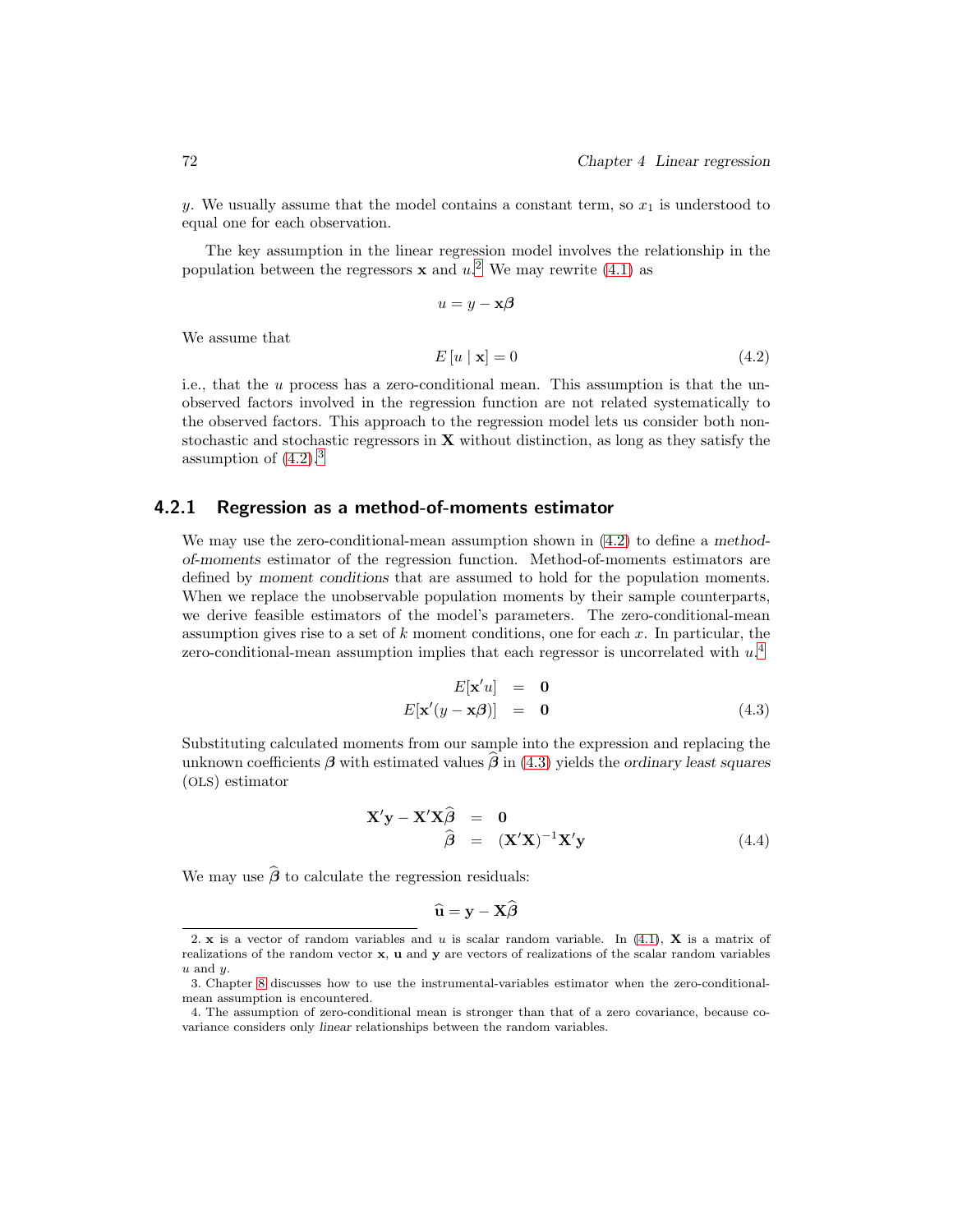$y$. We usually assume that the model contains a constant term, so $x_1$ is understood to equal one for each observation.

The key assumption in the linear regression model involves the relationship in the population between the regressors $\mathbf{x}$ and $u$.[2] We may rewrite (4.1) as

$$u = y - \mathbf{x}\boldsymbol{\beta}$$

We assume that

$$E\left[u \mid \mathbf{x}\right] = 0 \tag{4.2}$$

i.e., that the $u$ process has a zero-conditional mean. This assumption is that the unobserved factors involved in the regression function are not related systematically to the observed factors. This approach to the regression model lets us consider both nonstochastic and stochastic regressors in $\mathbf{X}$ without distinction, as long as they satisfy the assumption of (4.2).[3]

### 4.2.1 Regression as a method-of-moments estimator

We may use the zero-conditional-mean assumption shown in (4.2) to define a *method-of-moments* estimator of the regression function. Method-of-moments estimators are defined by *moment conditions* that are assumed to hold for the population moments. When we replace the unobservable population moments by their sample counterparts, we derive feasible estimators of the model's parameters. The zero-conditional-mean assumption gives rise to a set of $k$ moment conditions, one for each $x$. In particular, the zero-conditional-mean assumption implies that each regressor is uncorrelated with $u$.[4]

$$\begin{aligned} E[\mathbf{x}'u] &= \mathbf{0} \\ E[\mathbf{x}'(y - \mathbf{x}\boldsymbol{\beta})] &= \mathbf{0} \end{aligned} \tag{4.3}$$

Substituting calculated moments from our sample into the expression and replacing the unknown coefficients $\boldsymbol{\beta}$ with estimated values $\widehat{\boldsymbol{\beta}}$ in (4.3) yields the *ordinary least squares* (OLS) estimator

$$\begin{aligned} \mathbf{X}'\mathbf{y} - \mathbf{X}'\mathbf{X}\widehat{\boldsymbol{\beta}} &= \mathbf{0} \\ \widehat{\boldsymbol{\beta}} &= (\mathbf{X}'\mathbf{X})^{-1}\mathbf{X}'\mathbf{y} \end{aligned} \tag{4.4}$$

We may use $\widehat{\boldsymbol{\beta}}$ to calculate the regression residuals:

$$\widehat{\mathbf{u}} = \mathbf{y} - \mathbf{X}\widehat{\boldsymbol{\beta}}$$

---

2. $\mathbf{x}$ is a vector of random variables and $u$ is scalar random variable. In (4.1), $\mathbf{X}$ is a matrix of realizations of the random vector $\mathbf{x}$, $\mathbf{u}$ and $\mathbf{y}$ are vectors of realizations of the scalar random variables $u$ and $y$.

3. Chapter 8 discusses how to use the instrumental-variables estimator when the zero-conditional-mean assumption is encountered.

4. The assumption of zero-conditional mean is stronger than that of a zero covariance, because covariance considers only *linear* relationships between the random variables.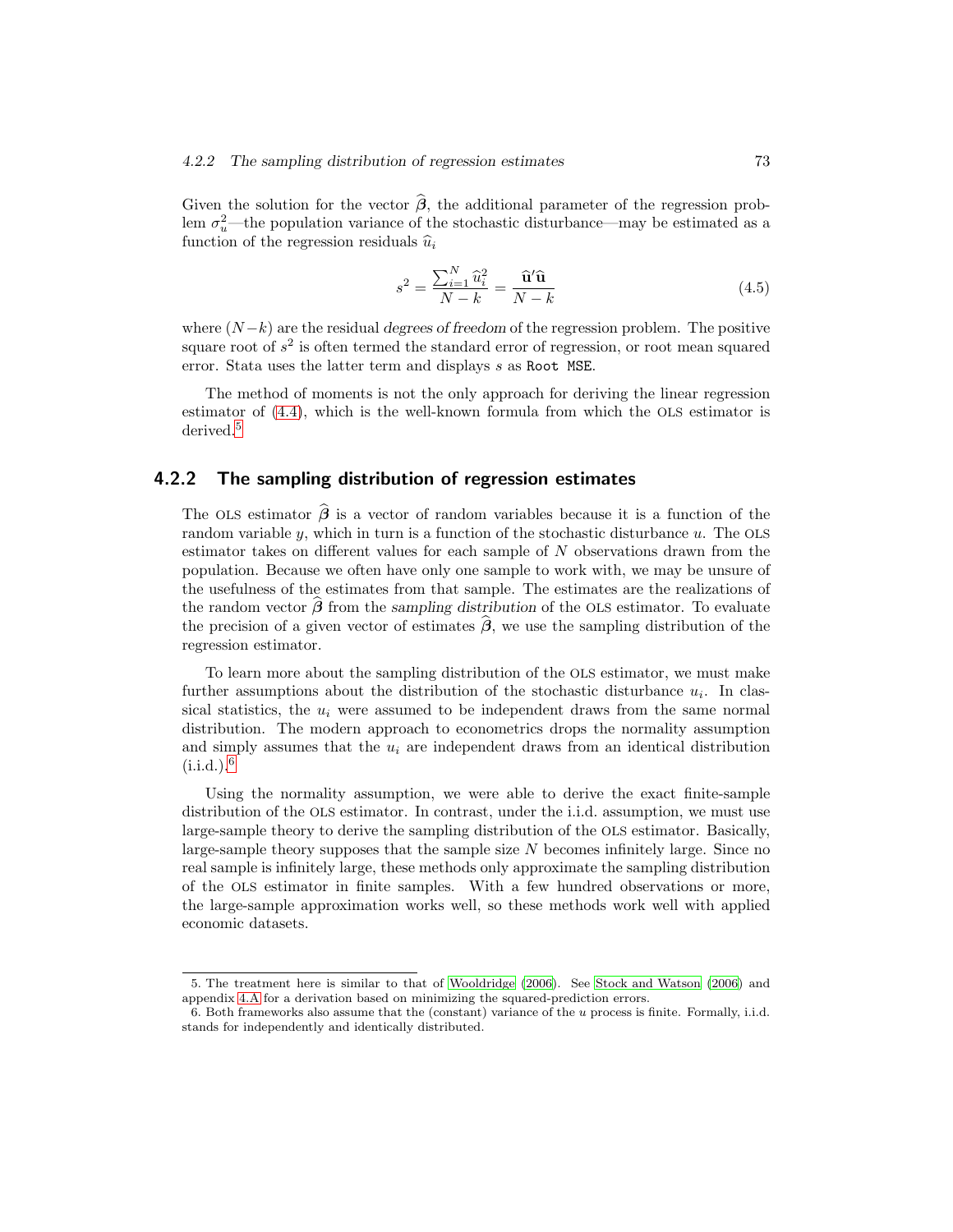Given the solution for the vector $\widehat{\boldsymbol{\beta}}$, the additional parameter of the regression problem $\sigma_u^2$—the population variance of the stochastic disturbance—may be estimated as a function of the regression residuals $\widehat{u}_i$

$$s^2 = \frac{\sum_{i=1}^{N} \widehat{u}_i^2}{N-k} = \frac{\widehat{\mathbf{u}}'\widehat{\mathbf{u}}}{N-k} \tag{4.5}$$

where $(N-k)$ are the residual *degrees of freedom* of the regression problem. The positive square root of $s^2$ is often termed the standard error of regression, or root mean squared error. Stata uses the latter term and displays $s$ as `Root MSE`.

The method of moments is not the only approach for deriving the linear regression estimator of (4.4), which is the well-known formula from which the OLS estimator is derived.[5]

### 4.2.2 The sampling distribution of regression estimates

The OLS estimator $\widehat{\boldsymbol{\beta}}$ is a vector of random variables because it is a function of the random variable $y$, which in turn is a function of the stochastic disturbance $u$. The OLS estimator takes on different values for each sample of $N$ observations drawn from the population. Because we often have only one sample to work with, we may be unsure of the usefulness of the estimates from that sample. The estimates are the realizations of the random vector $\widehat{\boldsymbol{\beta}}$ from the *sampling distribution* of the OLS estimator. To evaluate the precision of a given vector of estimates $\widehat{\boldsymbol{\beta}}$, we use the sampling distribution of the regression estimator.

To learn more about the sampling distribution of the OLS estimator, we must make further assumptions about the distribution of the stochastic disturbance $u_i$. In classical statistics, the $u_i$ were assumed to be independent draws from the same normal distribution. The modern approach to econometrics drops the normality assumption and simply assumes that the $u_i$ are independent draws from an identical distribution (i.i.d.).[6]

Using the normality assumption, we were able to derive the exact finite-sample distribution of the OLS estimator. In contrast, under the i.i.d. assumption, we must use large-sample theory to derive the sampling distribution of the OLS estimator. Basically, large-sample theory supposes that the sample size $N$ becomes infinitely large. Since no real sample is infinitely large, these methods only approximate the sampling distribution of the OLS estimator in finite samples. With a few hundred observations or more, the large-sample approximation works well, so these methods work well with applied economic datasets.

---

5. The treatment here is similar to that of Wooldridge (2006). See Stock and Watson (2006) and appendix 4.A for a derivation based on minimizing the squared-prediction errors.

6. Both frameworks also assume that the (constant) variance of the $u$ process is finite. Formally, i.i.d. stands for independently and identically distributed.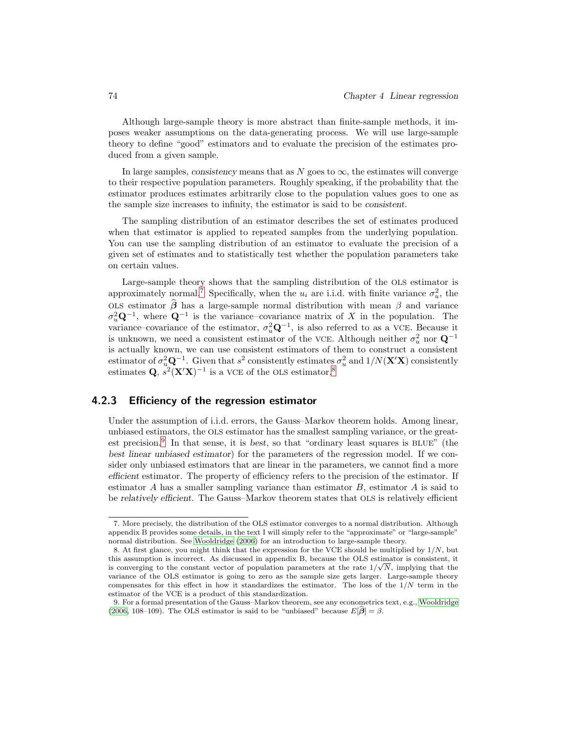Although large-sample theory is more abstract than finite-sample methods, it imposes weaker assumptions on the data-generating process. We will use large-sample theory to define "good" estimators and to evaluate the precision of the estimates produced from a given sample.

In large samples, *consistency* means that as $N$ goes to $\infty$, the estimates will converge to their respective population parameters. Roughly speaking, if the probability that the estimator produces estimates arbitrarily close to the population values goes to one as the sample size increases to infinity, the estimator is said to be *consistent*.

The sampling distribution of an estimator describes the set of estimates produced when that estimator is applied to repeated samples from the underlying population. You can use the sampling distribution of an estimator to evaluate the precision of a given set of estimates and to statistically test whether the population parameters take on certain values.

Large-sample theory shows that the sampling distribution of the OLS estimator is approximately normal.[7] Specifically, when the $u_i$ are i.i.d. with finite variance $\sigma_u^2$, the OLS estimator $\widehat{\boldsymbol{\beta}}$ has a large-sample normal distribution with mean $\beta$ and variance $\sigma_u^2 \mathbf{Q}^{-1}$, where $\mathbf{Q}^{-1}$ is the variance–covariance matrix of $X$ in the population. The variance–covariance of the estimator, $\sigma_u^2 \mathbf{Q}^{-1}$, is also referred to as a VCE. Because it is unknown, we need a consistent estimator of the VCE. Although neither $\sigma_u^2$ nor $\mathbf{Q}^{-1}$ is actually known, we can use consistent estimators of them to construct a consistent estimator of $\sigma_u^2 \mathbf{Q}^{-1}$. Given that $s^2$ consistently estimates $\sigma_u^2$ and $1/N(\mathbf{X}'\mathbf{X})$ consistently estimates $\mathbf{Q}$, $s^2(\mathbf{X}'\mathbf{X})^{-1}$ is a VCE of the OLS estimator.[8]

### 4.2.3 Efficiency of the regression estimator

Under the assumption of i.i.d. errors, the Gauss–Markov theorem holds. Among linear, unbiased estimators, the OLS estimator has the smallest sampling variance, or the greatest precision.[9] In that sense, it is *best*, so that "ordinary least squares is BLUE" (the *best linear unbiased estimator*) for the parameters of the regression model. If we consider only unbiased estimators that are linear in the parameters, we cannot find a more *efficient* estimator. The property of efficiency refers to the precision of the estimator. If estimator $A$ has a smaller sampling variance than estimator $B$, estimator $A$ is said to be *relatively efficient*. The Gauss–Markov theorem states that OLS is relatively efficient

---

7. More precisely, the distribution of the OLS estimator converges to a normal distribution. Although appendix B provides some details, in the text I will simply refer to the "approximate" or "large-sample" normal distribution. See Wooldridge (2006) for an introduction to large-sample theory.

8. At first glance, you might think that the expression for the VCE should be multiplied by $1/N$, but this assumption is incorrect. As discussed in appendix B, because the OLS estimator is consistent, it is converging to the constant vector of population parameters at the rate $1/\sqrt{N}$, implying that the variance of the OLS estimator is going to zero as the sample size gets larger. Large-sample theory compensates for this effect in how it standardizes the estimator. The loss of the $1/N$ term in the estimator of the VCE is a product of this standardization.

9. For a formal presentation of the Gauss–Markov theorem, see any econometrics text, e.g., Wooldridge (2006, 108–109). The OLS estimator is said to be "unbiased" because $E[\widehat{\boldsymbol{\beta}}] = \beta$.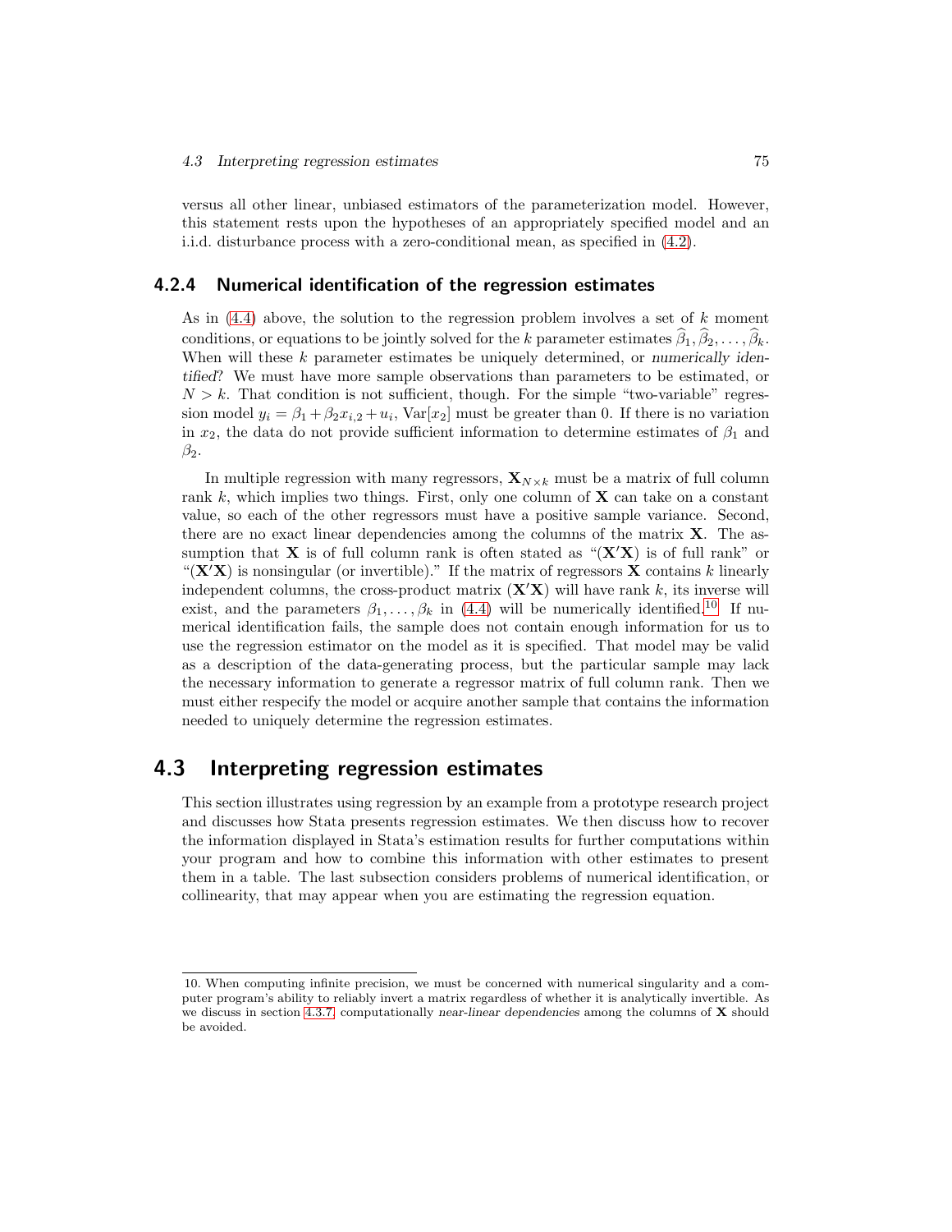versus all other linear, unbiased estimators of the parameterization model. However, this statement rests upon the hypotheses of an appropriately specified model and an i.i.d. disturbance process with a zero-conditional mean, as specified in (4.2).

### 4.2.4 Numerical identification of the regression estimates

As in (4.4) above, the solution to the regression problem involves a set of $k$ moment conditions, or equations to be jointly solved for the $k$ parameter estimates $\widehat{\beta}_1, \widehat{\beta}_2, \ldots, \widehat{\beta}_k$. When will these $k$ parameter estimates be uniquely determined, or *numerically identified*? We must have more sample observations than parameters to be estimated, or $N > k$. That condition is not sufficient, though. For the simple "two-variable" regression model $y_i = \beta_1 + \beta_2 x_{i,2} + u_i$, $\text{Var}[x_2]$ must be greater than 0. If there is no variation in $x_2$, the data do not provide sufficient information to determine estimates of $\beta_1$ and $\beta_2$.

In multiple regression with many regressors, $\mathbf{X}_{N \times k}$ must be a matrix of full column rank $k$, which implies two things. First, only one column of $\mathbf{X}$ can take on a constant value, so each of the other regressors must have a positive sample variance. Second, there are no exact linear dependencies among the columns of the matrix $\mathbf{X}$. The assumption that $\mathbf{X}$ is of full column rank is often stated as "$(\mathbf{X}'\mathbf{X})$ is of full rank" or "$(\mathbf{X}'\mathbf{X})$ is nonsingular (or invertible)." If the matrix of regressors $\mathbf{X}$ contains $k$ linearly independent columns, the cross-product matrix $(\mathbf{X}'\mathbf{X})$ will have rank $k$, its inverse will exist, and the parameters $\beta_1, \ldots, \beta_k$ in (4.4) will be numerically identified.[10] If numerical identification fails, the sample does not contain enough information for us to use the regression estimator on the model as it is specified. That model may be valid as a description of the data-generating process, but the particular sample may lack the necessary information to generate a regressor matrix of full column rank. Then we must either respecify the model or acquire another sample that contains the information needed to uniquely determine the regression estimates.

## 4.3 Interpreting regression estimates

This section illustrates using regression by an example from a prototype research project and discusses how Stata presents regression estimates. We then discuss how to recover the information displayed in Stata's estimation results for further computations within your program and how to combine this information with other estimates to present them in a table. The last subsection considers problems of numerical identification, or collinearity, that may appear when you are estimating the regression equation.

---

10. When computing infinite precision, we must be concerned with numerical singularity and a computer program's ability to reliably invert a matrix regardless of whether it is analytically invertible. As we discuss in section 4.3.7, computationally *near-linear dependencies* among the columns of $\mathbf{X}$ should be avoided.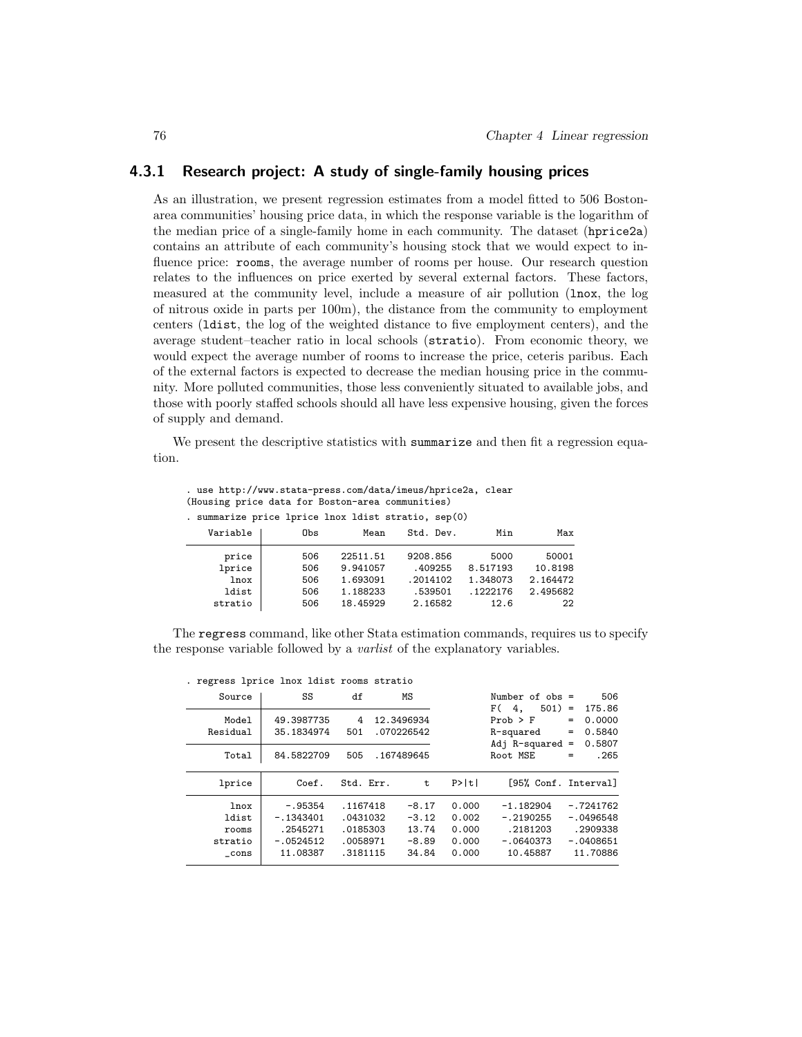### 4.3.1 Research project: A study of single-family housing prices

As an illustration, we present regression estimates from a model fitted to 506 Boston-area communities' housing price data, in which the response variable is the logarithm of the median price of a single-family home in each community. The dataset (hprice2a) contains an attribute of each community's housing stock that we would expect to influence price: rooms, the average number of rooms per house. Our research question relates to the influences on price exerted by several external factors. These factors, measured at the community level, include a measure of air pollution (lnox, the log of nitrous oxide in parts per 100m), the distance from the community to employment centers (ldist, the log of the weighted distance to five employment centers), and the average student–teacher ratio in local schools (stratio). From economic theory, we would expect the average number of rooms to increase the price, ceteris paribus. Each of the external factors is expected to decrease the median housing price in the community. More polluted communities, those less conveniently situated to available jobs, and those with poorly staffed schools should all have less expensive housing, given the forces of supply and demand.

We present the descriptive statistics with summarize and then fit a regression equation.

```
. use http://www.stata-press.com/data/imeus/hprice2a, clear
(Housing price data for Boston-area communities)
. summarize price lprice lnox ldist stratio, sep(0)
    Variable |       Obs        Mean    Std. Dev.       Min        Max
-------------+--------------------------------------------------------
       price |       506    22511.51    9208.856       5000      50001
      lprice |       506    9.941057     .409255   8.517193    10.8198
        lnox |       506    1.693091    .2014102   1.348073   2.164472
       ldist |       506    1.188233     .539501   .1222176   2.495682
     stratio |       506    18.45929     2.16582       12.6         22
```

The regress command, like other Stata estimation commands, requires us to specify the response variable followed by a *varlist* of the explanatory variables.

```
. regress lprice lnox ldist rooms stratio
      Source |       SS       df       MS              Number of obs =     506
-------------+------------------------------           F(  4,   501) =  175.86
       Model |  49.3987735     4  12.3496934           Prob > F      =  0.0000
    Residual |  35.1834974   501  .070226542           R-squared     =  0.5840
-------------+------------------------------           Adj R-squared =  0.5807
       Total |  84.5822709   505  .167489645           Root MSE      =    .265

------------------------------------------------------------------------------
      lprice |      Coef.   Std. Err.      t    P>|t|     [95% Conf. Interval]
-------------+----------------------------------------------------------------
        lnox |    -.95354   .1167418    -8.17   0.000    -1.182904   -.7241762
       ldist |  -.1343401   .0431032    -3.12   0.002    -.2190255   -.0496548
       rooms |   .2545271   .0185303    13.74   0.000     .2181203    .2909338
     stratio |  -.0524512   .0058971    -8.89   0.000    -.0640373   -.0408651
       _cons |   11.08387   .3181115    34.84   0.000     10.45887    11.70886
------------------------------------------------------------------------------
```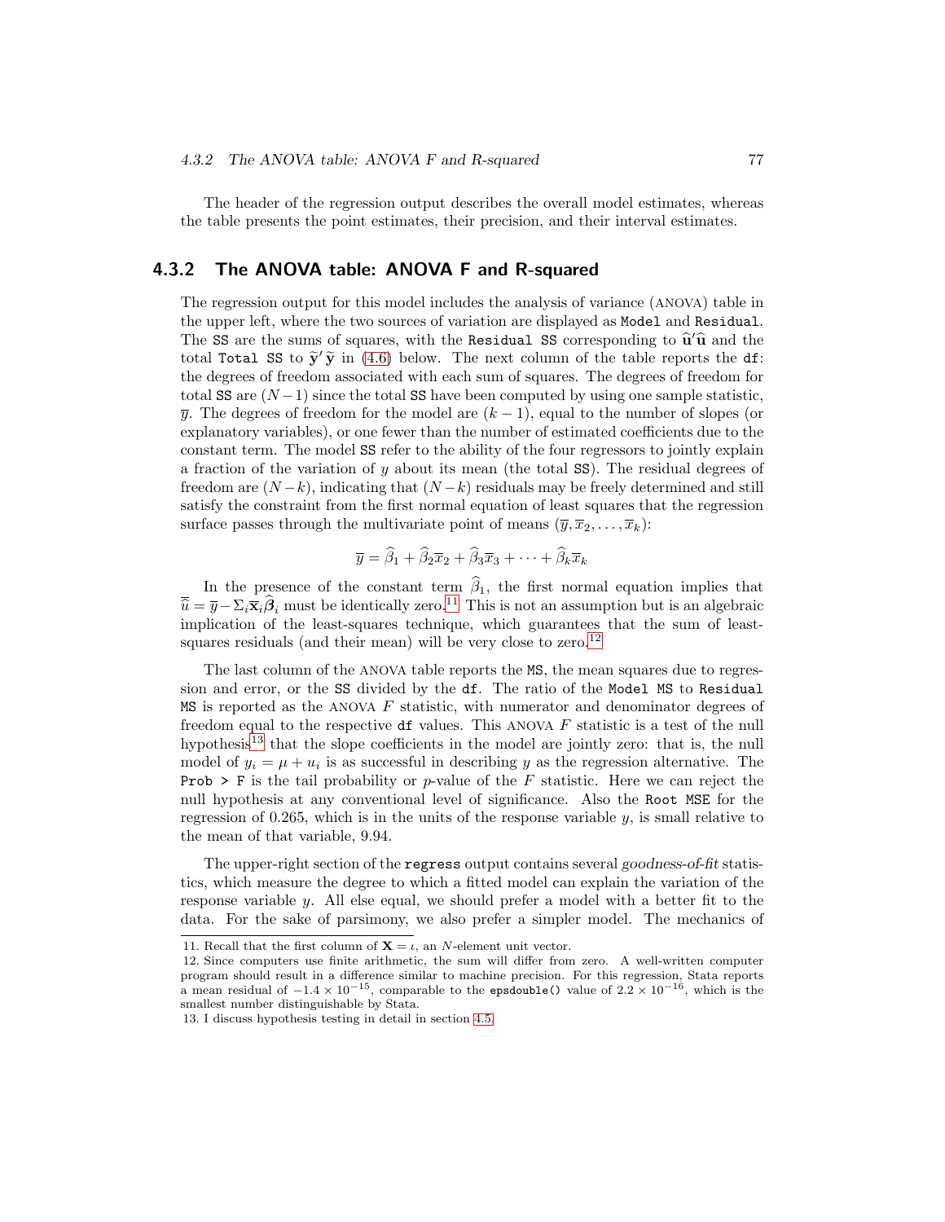The header of the regression output describes the overall model estimates, whereas the table presents the point estimates, their precision, and their interval estimates.

### 4.3.2 The ANOVA table: ANOVA F and R-squared

The regression output for this model includes the analysis of variance (ANOVA) table in the upper left, where the two sources of variation are displayed as `Model` and `Residual`. The `SS` are the sums of squares, with the `Residual SS` corresponding to $\widehat{\mathbf{u}}'\widehat{\mathbf{u}}$ and the total `Total SS` to $\widetilde{\mathbf{y}}'\widetilde{\mathbf{y}}$ in (4.6) below. The next column of the table reports the `df`: the degrees of freedom associated with each sum of squares. The degrees of freedom for total `SS` are $(N-1)$ since the total `SS` have been computed by using one sample statistic, $\overline{y}$. The degrees of freedom for the model are $(k-1)$, equal to the number of slopes (or explanatory variables), or one fewer than the number of estimated coefficients due to the constant term. The model `SS` refer to the ability of the four regressors to jointly explain a fraction of the variation of $y$ about its mean (the total `SS`). The residual degrees of freedom are $(N-k)$, indicating that $(N-k)$ residuals may be freely determined and still satisfy the constraint from the first normal equation of least squares that the regression surface passes through the multivariate point of means $(\overline{y}, \overline{x}_2, \ldots, \overline{x}_k)$:

$$\overline{y} = \widehat{\beta}_1 + \widehat{\beta}_2\overline{x}_2 + \widehat{\beta}_3\overline{x}_3 + \cdots + \widehat{\beta}_k\overline{x}_k$$

In the presence of the constant term $\widehat{\beta}_1$, the first normal equation implies that $\overline{\widehat{u}} = \overline{y} - \Sigma_i \overline{\mathbf{x}}_i \widehat{\boldsymbol{\beta}}_i$ must be identically zero.[11] This is not an assumption but is an algebraic implication of the least-squares technique, which guarantees that the sum of least-squares residuals (and their mean) will be very close to zero.[12]

The last column of the ANOVA table reports the `MS`, the mean squares due to regression and error, or the `SS` divided by the `df`. The ratio of the `Model MS` to `Residual MS` is reported as the ANOVA $F$ statistic, with numerator and denominator degrees of freedom equal to the respective `df` values. This ANOVA $F$ statistic is a test of the null hypothesis[13] that the slope coefficients in the model are jointly zero: that is, the null model of $y_i = \mu + u_i$ is as successful in describing $y$ as the regression alternative. The `Prob > F` is the tail probability or $p$-value of the $F$ statistic. Here we can reject the null hypothesis at any conventional level of significance. Also the `Root MSE` for the regression of 0.265, which is in the units of the response variable $y$, is small relative to the mean of that variable, 9.94.

The upper-right section of the `regress` output contains several *goodness-of-fit* statistics, which measure the degree to which a fitted model can explain the variation of the response variable $y$. All else equal, we should prefer a model with a better fit to the data. For the sake of parsimony, we also prefer a simpler model. The mechanics of

11. Recall that the first column of $\mathbf{X} = \iota$, an $N$-element unit vector.

12. Since computers use finite arithmetic, the sum will differ from zero. A well-written computer program should result in a difference similar to machine precision. For this regression, Stata reports a mean residual of $-1.4 \times 10^{-15}$, comparable to the `epsdouble()` value of $2.2 \times 10^{-16}$, which is the smallest number distinguishable by Stata.

13. I discuss hypothesis testing in detail in section 4.5.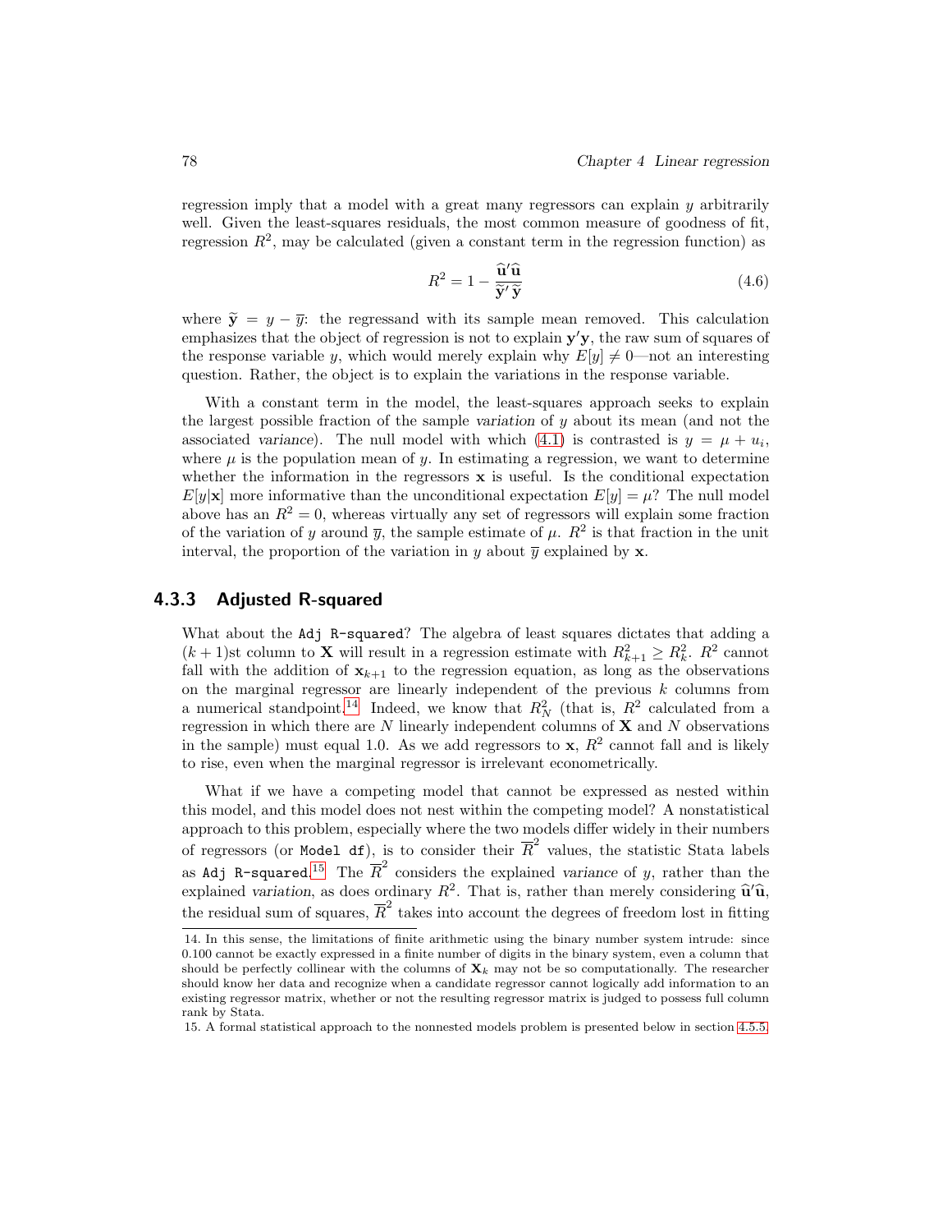regression imply that a model with a great many regressors can explain $y$ arbitrarily well. Given the least-squares residuals, the most common measure of goodness of fit, regression $R^2$, may be calculated (given a constant term in the regression function) as

$$R^2 = 1 - \frac{\widehat{\mathbf{u}}'\widehat{\mathbf{u}}}{\widetilde{\mathbf{y}}'\widetilde{\mathbf{y}}} \tag{4.6}$$

where $\widetilde{\mathbf{y}} = y - \overline{y}$: the regressand with its sample mean removed. This calculation emphasizes that the object of regression is not to explain $\mathbf{y}'\mathbf{y}$, the raw sum of squares of the response variable $y$, which would merely explain why $E[y] \neq 0$—not an interesting question. Rather, the object is to explain the variations in the response variable.

With a constant term in the model, the least-squares approach seeks to explain the largest possible fraction of the sample *variation* of $y$ about its mean (and not the associated *variance*). The null model with which (4.1) is contrasted is $y = \mu + u_i$, where $\mu$ is the population mean of $y$. In estimating a regression, we want to determine whether the information in the regressors $\mathbf{x}$ is useful. Is the conditional expectation $E[y|\mathbf{x}]$ more informative than the unconditional expectation $E[y] = \mu$? The null model above has an $R^2 = 0$, whereas virtually any set of regressors will explain some fraction of the variation of $y$ around $\overline{y}$, the sample estimate of $\mu$. $R^2$ is that fraction in the unit interval, the proportion of the variation in $y$ about $\overline{y}$ explained by $\mathbf{x}$.

### 4.3.3 Adjusted R-squared

What about the `Adj R-squared`? The algebra of least squares dictates that adding a $(k+1)$st column to $\mathbf{X}$ will result in a regression estimate with $R^2_{k+1} \geq R^2_k$. $R^2$ cannot fall with the addition of $\mathbf{x}_{k+1}$ to the regression equation, as long as the observations on the marginal regressor are linearly independent of the previous $k$ columns from a numerical standpoint.[14] Indeed, we know that $R^2_N$ (that is, $R^2$ calculated from a regression in which there are $N$ linearly independent columns of $\mathbf{X}$ and $N$ observations in the sample) must equal 1.0. As we add regressors to $\mathbf{x}$, $R^2$ cannot fall and is likely to rise, even when the marginal regressor is irrelevant econometrically.

What if we have a competing model that cannot be expressed as nested within this model, and this model does not nest within the competing model? A nonstatistical approach to this problem, especially where the two models differ widely in their numbers of regressors (or `Model df`), is to consider their $\overline{R}^2$ values, the statistic Stata labels as `Adj R-squared`.[15] The $\overline{R}^2$ considers the explained *variance* of $y$, rather than the explained *variation*, as does ordinary $R^2$. That is, rather than merely considering $\widehat{\mathbf{u}}'\widehat{\mathbf{u}}$, the residual sum of squares, $\overline{R}^2$ takes into account the degrees of freedom lost in fitting

---

14. In this sense, the limitations of finite arithmetic using the binary number system intrude: since 0.100 cannot be exactly expressed in a finite number of digits in the binary system, even a column that should be perfectly collinear with the columns of $\mathbf{X}_k$ may not be so computationally. The researcher should know her data and recognize when a candidate regressor cannot logically add information to an existing regressor matrix, whether or not the resulting regressor matrix is judged to possess full column rank by Stata.

15. A formal statistical approach to the nonnested models problem is presented below in section 4.5.5.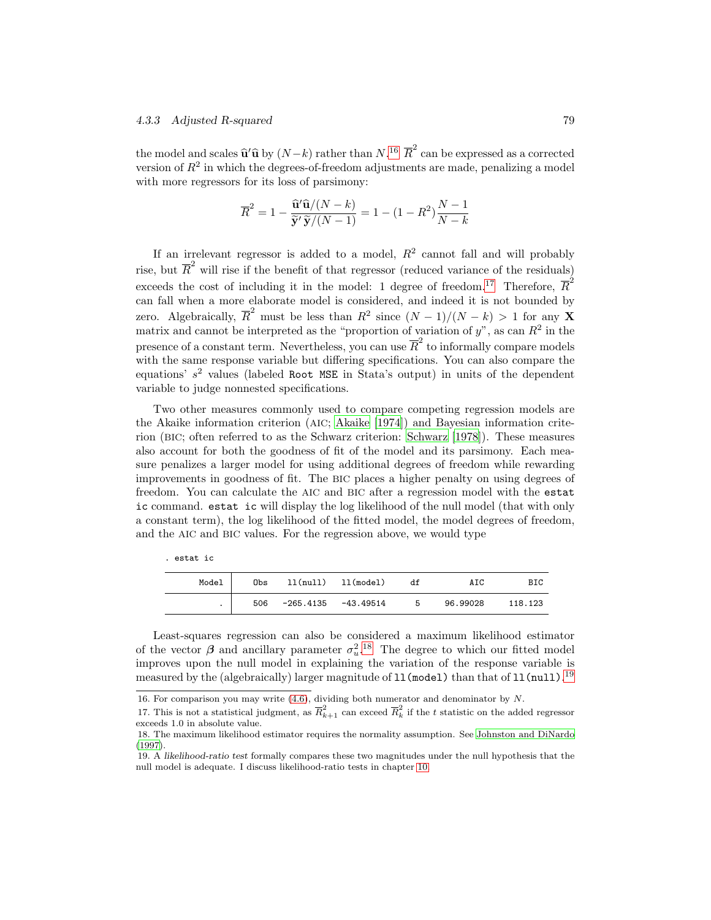the model and scales $\widehat{\mathbf{u}}'\widehat{\mathbf{u}}$ by $(N-k)$ rather than $N$.[16] $\overline{R}^2$ can be expressed as a corrected version of $R^2$ in which the degrees-of-freedom adjustments are made, penalizing a model with more regressors for its loss of parsimony:

$$\overline{R}^2 = 1 - \frac{\widehat{\mathbf{u}}'\widehat{\mathbf{u}}/(N-k)}{\widetilde{\mathbf{y}}'\widetilde{\mathbf{y}}/(N-1)} = 1 - (1-R^2)\frac{N-1}{N-k}$$

If an irrelevant regressor is added to a model, $R^2$ cannot fall and will probably rise, but $\overline{R}^2$ will rise if the benefit of that regressor (reduced variance of the residuals) exceeds the cost of including it in the model: 1 degree of freedom.[17] Therefore, $\overline{R}^2$ can fall when a more elaborate model is considered, and indeed it is not bounded by zero. Algebraically, $\overline{R}^2$ must be less than $R^2$ since $(N-1)/(N-k) > 1$ for any $\mathbf{X}$ matrix and cannot be interpreted as the "proportion of variation of $y$", as can $R^2$ in the presence of a constant term. Nevertheless, you can use $\overline{R}^2$ to informally compare models with the same response variable but differing specifications. You can also compare the equations' $s^2$ values (labeled `Root MSE` in Stata's output) in units of the dependent variable to judge nonnested specifications.

Two other measures commonly used to compare competing regression models are the Akaike information criterion (AIC; Akaike [1974]) and Bayesian information criterion (BIC; often referred to as the Schwarz criterion: Schwarz [1978]). These measures also account for both the goodness of fit of the model and its parsimony. Each measure penalizes a larger model for using additional degrees of freedom while rewarding improvements in goodness of fit. The BIC places a higher penalty on using degrees of freedom. You can calculate the AIC and BIC after a regression model with the `estat ic` command. `estat ic` will display the log likelihood of the null model (that with only a constant term), the log likelihood of the fitted model, the model degrees of freedom, and the AIC and BIC values. For the regression above, we would type

```
. estat ic
```

| Model | Obs | ll(null) | ll(model) | df | AIC | BIC |
|---|---|---|---|---|---|---|
| . | 506 | -265.4135 | -43.49514 | 5 | 96.99028 | 118.123 |

Least-squares regression can also be considered a maximum likelihood estimator of the vector $\boldsymbol{\beta}$ and ancillary parameter $\sigma_u^2$.[18] The degree to which our fitted model improves upon the null model in explaining the variation of the response variable is measured by the (algebraically) larger magnitude of `ll(model)` than that of `ll(null)`.[19]

16. For comparison you may write (4.6), dividing both numerator and denominator by $N$.

17. This is not a statistical judgment, as $\overline{R}^2_{k+1}$ can exceed $\overline{R}^2_k$ if the $t$ statistic on the added regressor exceeds 1.0 in absolute value.

18. The maximum likelihood estimator requires the normality assumption. See Johnston and DiNardo (1997).

19. A *likelihood-ratio test* formally compares these two magnitudes under the null hypothesis that the null model is adequate. I discuss likelihood-ratio tests in chapter 10.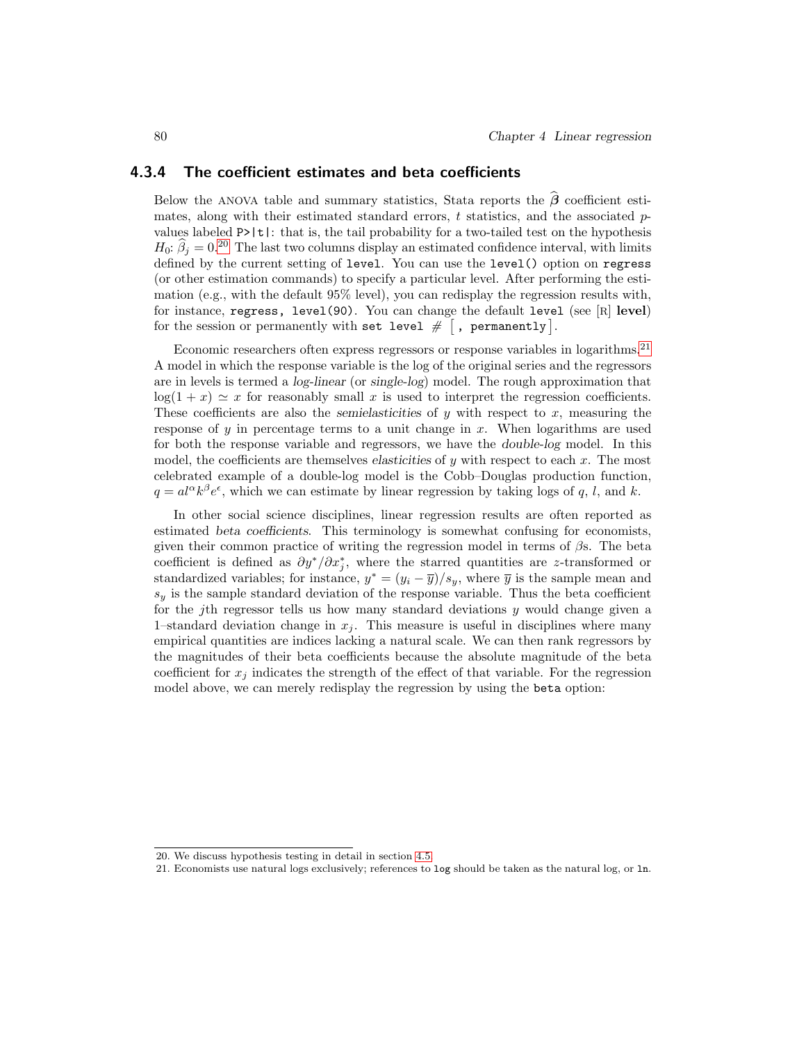### 4.3.4 The coefficient estimates and beta coefficients

Below the ANOVA table and summary statistics, Stata reports the $\widehat{\boldsymbol{\beta}}$ coefficient estimates, along with their estimated standard errors, $t$ statistics, and the associated $p$-values labeled `P>|t|`: that is, the tail probability for a two-tailed test on the hypothesis $H_0$: $\widehat{\beta}_j = 0$.[20] The last two columns display an estimated confidence interval, with limits defined by the current setting of `level`. You can use the `level()` option on `regress` (or other estimation commands) to specify a particular level. After performing the estimation (e.g., with the default 95% level), you can redisplay the regression results with, for instance, `regress, level(90)`. You can change the default `level` (see [R] **level**) for the session or permanently with `set level # [, permanently]`.

Economic researchers often express regressors or response variables in logarithms.[21] A model in which the response variable is the log of the original series and the regressors are in levels is termed a *log-linear* (or *single-log*) model. The rough approximation that $\log(1+x) \simeq x$ for reasonably small $x$ is used to interpret the regression coefficients. These coefficients are also the *semielasticities* of $y$ with respect to $x$, measuring the response of $y$ in percentage terms to a unit change in $x$. When logarithms are used for both the response variable and regressors, we have the *double-log* model. In this model, the coefficients are themselves *elasticities* of $y$ with respect to each $x$. The most celebrated example of a double-log model is the Cobb–Douglas production function, $q = al^{\alpha}k^{\beta}e^{\epsilon}$, which we can estimate by linear regression by taking logs of $q$, $l$, and $k$.

In other social science disciplines, linear regression results are often reported as estimated *beta coefficients*. This terminology is somewhat confusing for economists, given their common practice of writing the regression model in terms of $\beta$s. The beta coefficient is defined as $\partial y^* / \partial x_j^*$, where the starred quantities are $z$-transformed or standardized variables; for instance, $y^* = (y_i - \overline{y})/s_y$, where $\overline{y}$ is the sample mean and $s_y$ is the sample standard deviation of the response variable. Thus the beta coefficient for the $j$th regressor tells us how many standard deviations $y$ would change given a 1–standard deviation change in $x_j$. This measure is useful in disciplines where many empirical quantities are indices lacking a natural scale. We can then rank regressors by the magnitudes of their beta coefficients because the absolute magnitude of the beta coefficient for $x_j$ indicates the strength of the effect of that variable. For the regression model above, we can merely redisplay the regression by using the `beta` option:

---

20. We discuss hypothesis testing in detail in section 4.5.

21. Economists use natural logs exclusively; references to `log` should be taken as the natural log, or `ln`.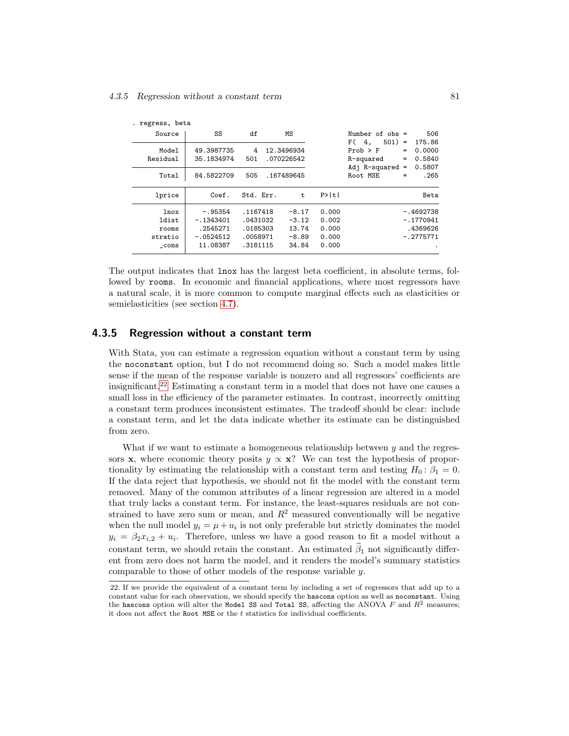```
. regress, beta
      Source |       SS       df       MS              Number of obs =     506
-------------+------------------------------           F(  4,   501) =  175.86
       Model |  49.3987735     4  12.3496934           Prob > F      =  0.0000
    Residual |  35.1834974   501  .070226542           R-squared     =  0.5840
-------------+------------------------------           Adj R-squared =  0.5807
       Total |  84.5822709   505  .167489645           Root MSE      =    .265

------------------------------------------------------------------------------
      lprice |      Coef.   Std. Err.      t    P>|t|                     Beta
-------------+----------------------------------------------------------------
        lnox |    -.95354   .1167418    -8.17   0.000                -.4692738
       ldist |  -.1343401   .0431032    -3.12   0.002                -.1770941
       rooms |   .2545271   .0185303    13.74   0.000                 .4369626
     stratio |  -.0524512   .0058971    -8.89   0.000                -.2775771
       _cons |   11.08387   .3181115    34.84   0.000                        .
------------------------------------------------------------------------------
```

The output indicates that `lnox` has the largest beta coefficient, in absolute terms, followed by `rooms`. In economic and financial applications, where most regressors have a natural scale, it is more common to compute marginal effects such as elasticities or semielasticities (see section 4.7).

### 4.3.5 Regression without a constant term

With Stata, you can estimate a regression equation without a constant term by using the `noconstant` option, but I do not recommend doing so. Such a model makes little sense if the mean of the response variable is nonzero and all regressors' coefficients are insignificant.[22] Estimating a constant term in a model that does not have one causes a small loss in the efficiency of the parameter estimates. In contrast, incorrectly omitting a constant term produces inconsistent estimates. The tradeoff should be clear: include a constant term, and let the data indicate whether its estimate can be distinguished from zero.

What if we want to estimate a homogeneous relationship between $y$ and the regressors $\mathbf{x}$, where economic theory posits $y \propto \mathbf{x}$? We can test the hypothesis of proportionality by estimating the relationship with a constant term and testing $H_0: \beta_1 = 0$. If the data reject that hypothesis, we should not fit the model with the constant term removed. Many of the common attributes of a linear regression are altered in a model that truly lacks a constant term. For instance, the least-squares residuals are not constrained to have zero sum or mean, and $R^2$ measured conventionally will be negative when the null model $y_i = \mu + u_i$ is not only preferable but strictly dominates the model $y_i = \beta_2 x_{i,2} + u_i$. Therefore, unless we have a good reason to fit a model without a constant term, we should retain the constant. An estimated $\widehat{\beta}_1$ not significantly different from zero does not harm the model, and it renders the model's summary statistics comparable to those of other models of the response variable $y$.

22. If we provide the equivalent of a constant term by including a set of regressors that add up to a constant value for each observation, we should specify the `hascons` option as well as `noconstant`. Using the `hascons` option will alter the `Model SS` and `Total SS`, affecting the ANOVA $F$ and $R^2$ measures; it does not affect the `Root MSE` or the $t$ statistics for individual coefficients.